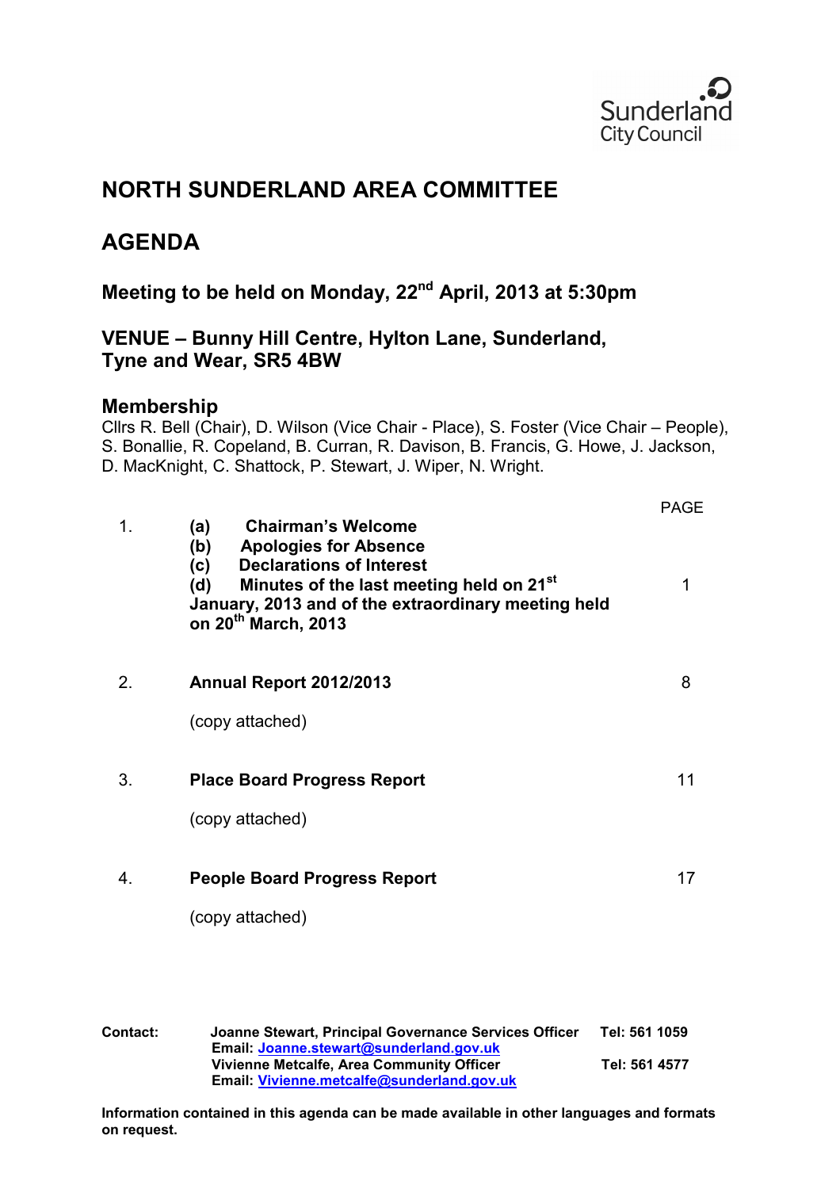Sunderland City Council

# NORTH SUNDERLAND AREA COMMITTEE

# AGENDA

### Meeting to be held on Monday, 22nd April, 2013 at 5:30pm

### VENUE – Bunny Hill Centre, Hylton Lane, Sunderland, Tyne and Wear, SR5 4BW

### Membership

Cllrs R. Bell (Chair), D. Wilson (Vice Chair - Place), S. Foster (Vice Chair – People), S. Bonallie, R. Copeland, B. Curran, R. Davison, B. Francis, G. Howe, J. Jackson, D. MacKnight, C. Shattock, P. Stewart, J. Wiper, N. Wright.

| | | PAGE |
|---|---|---|
| 1. | **(a) Chairman's Welcome**<br>**(b) Apologies for Absence**<br>**(c) Declarations of Interest**<br>**(d) Minutes of the last meeting held on 21st January, 2013 and of the extraordinary meeting held on 20th March, 2013** | 1 |
| 2. | **Annual Report 2012/2013**<br><br>(copy attached) | 8 |
| 3. | **Place Board Progress Report**<br><br>(copy attached) | 11 |
| 4. | **People Board Progress Report**<br><br>(copy attached) | 17 |

| | | |
|---|---|---|
| **Contact:** | **Joanne Stewart, Principal Governance Services Officer**<br>**Email: Joanne.stewart@sunderland.gov.uk** | **Tel: 561 1059** |
| | **Vivienne Metcalfe, Area Community Officer**<br>**Email: Vivienne.metcalfe@sunderland.gov.uk** | **Tel: 561 4577** |

**Information contained in this agenda can be made available in other languages and formats on request.**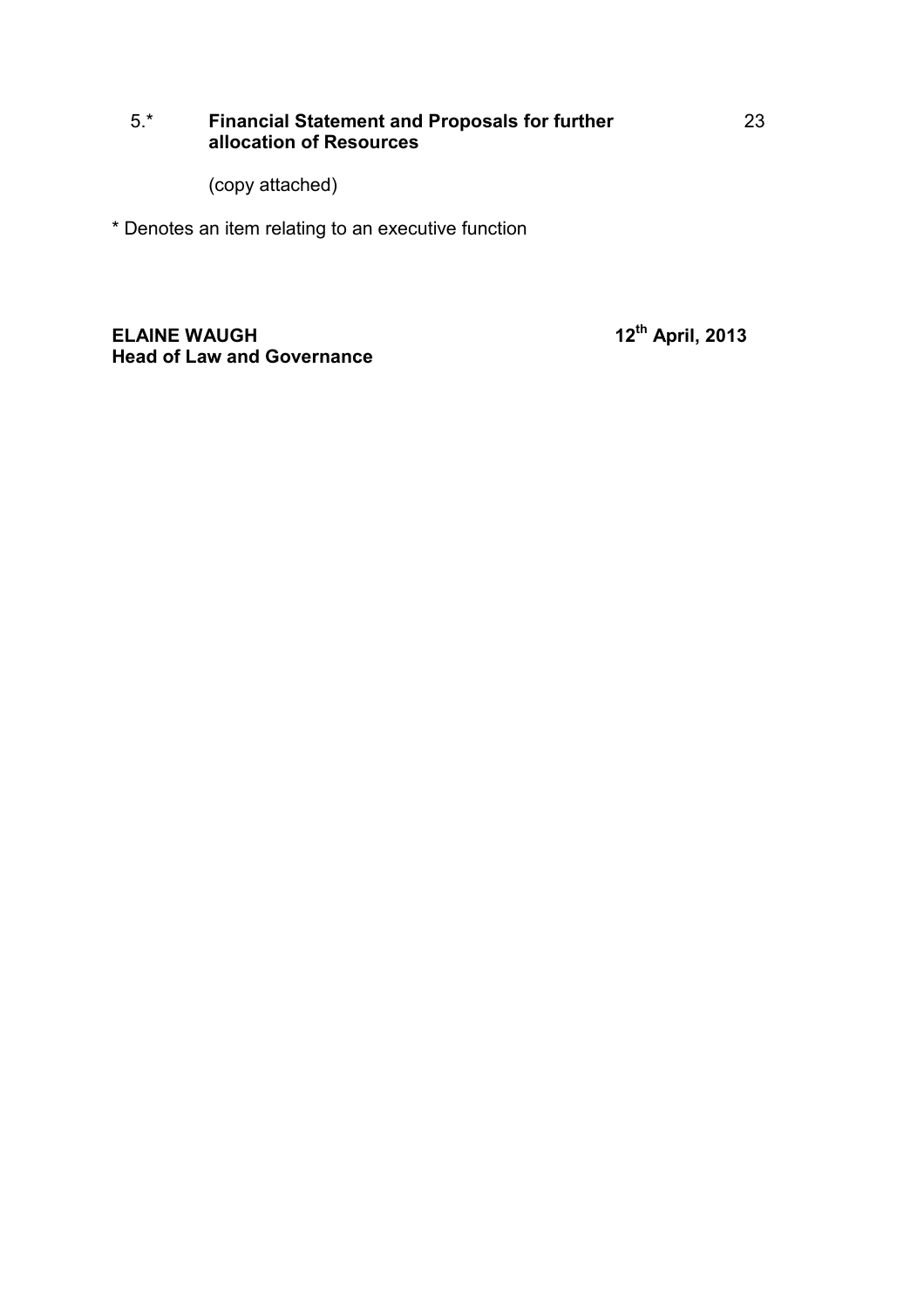5.* **Financial Statement and Proposals for further allocation of Resources** 23

(copy attached)

* Denotes an item relating to an executive function

**ELAINE WAUGH**
**Head of Law and Governance**

**12th April, 2013**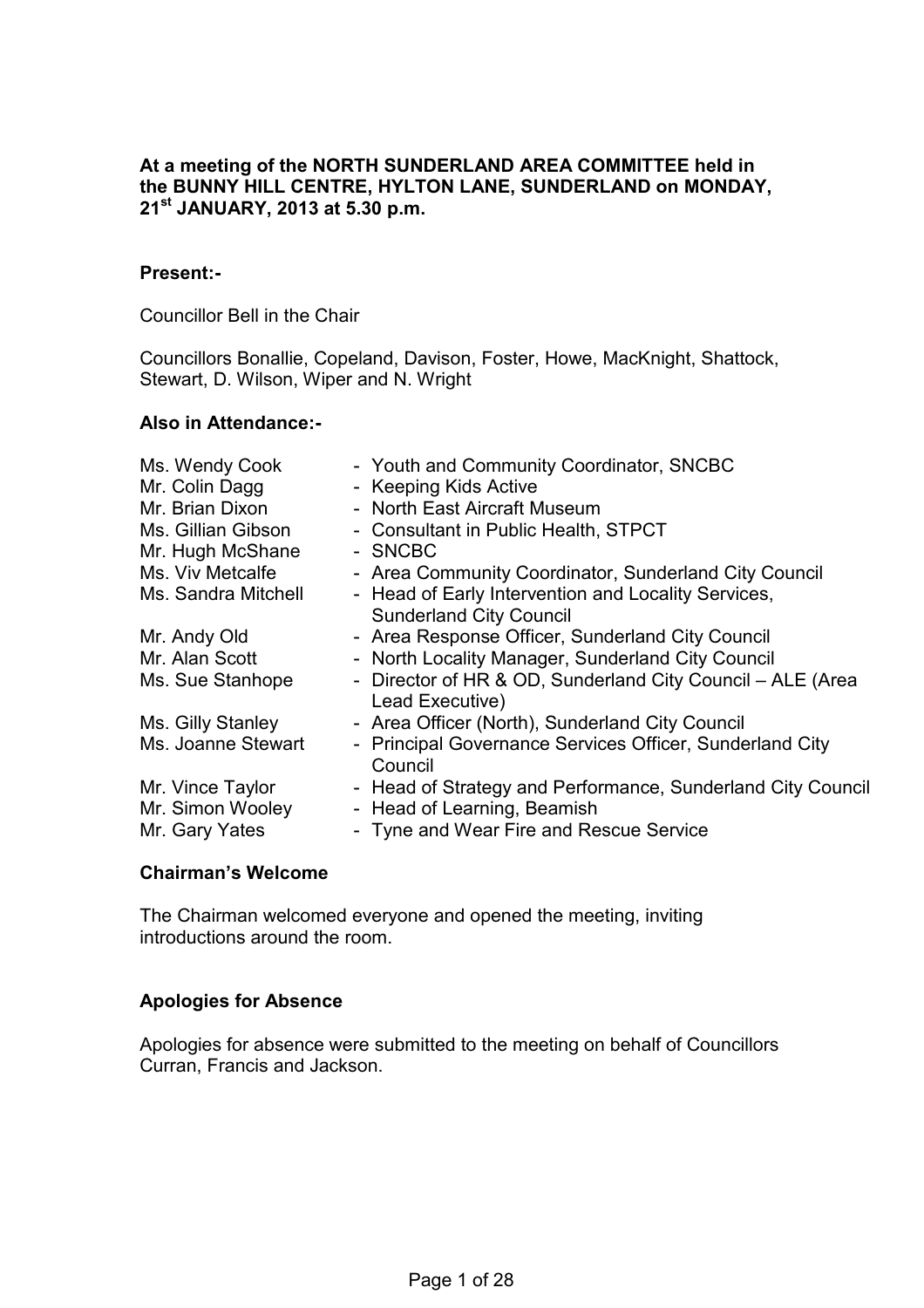**At a meeting of the NORTH SUNDERLAND AREA COMMITTEE held in the BUNNY HILL CENTRE, HYLTON LANE, SUNDERLAND on MONDAY, 21st JANUARY, 2013 at 5.30 p.m.**

**Present:-**

Councillor Bell in the Chair

Councillors Bonallie, Copeland, Davison, Foster, Howe, MacKnight, Shattock, Stewart, D. Wilson, Wiper and N. Wright

**Also in Attendance:-**

| | |
|---|---|
| Ms. Wendy Cook | - Youth and Community Coordinator, SNCBC |
| Mr. Colin Dagg | - Keeping Kids Active |
| Mr. Brian Dixon | - North East Aircraft Museum |
| Ms. Gillian Gibson | - Consultant in Public Health, STPCT |
| Mr. Hugh McShane | - SNCBC |
| Ms. Viv Metcalfe | - Area Community Coordinator, Sunderland City Council |
| Ms. Sandra Mitchell | - Head of Early Intervention and Locality Services, Sunderland City Council |
| Mr. Andy Old | - Area Response Officer, Sunderland City Council |
| Mr. Alan Scott | - North Locality Manager, Sunderland City Council |
| Ms. Sue Stanhope | - Director of HR & OD, Sunderland City Council – ALE (Area Lead Executive) |
| Ms. Gilly Stanley | - Area Officer (North), Sunderland City Council |
| Ms. Joanne Stewart | - Principal Governance Services Officer, Sunderland City Council |
| Mr. Vince Taylor | - Head of Strategy and Performance, Sunderland City Council |
| Mr. Simon Wooley | - Head of Learning, Beamish |
| Mr. Gary Yates | - Tyne and Wear Fire and Rescue Service |

**Chairman's Welcome**

The Chairman welcomed everyone and opened the meeting, inviting introductions around the room.

**Apologies for Absence**

Apologies for absence were submitted to the meeting on behalf of Councillors Curran, Francis and Jackson.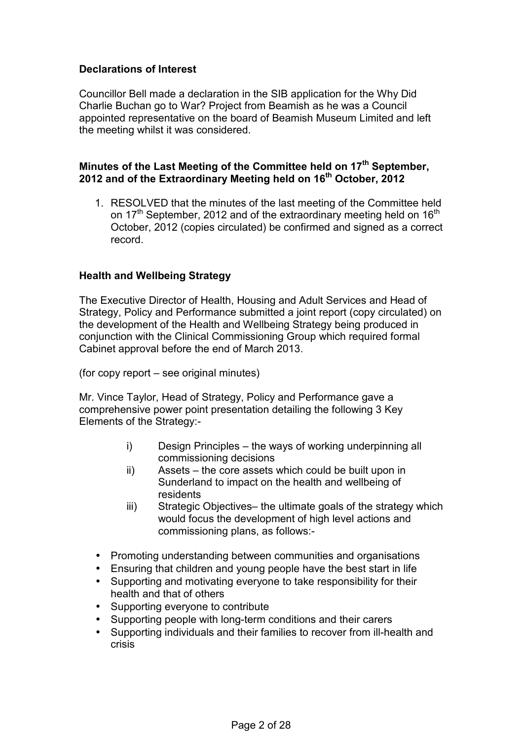### Declarations of Interest

Councillor Bell made a declaration in the SIB application for the Why Did Charlie Buchan go to War? Project from Beamish as he was a Council appointed representative on the board of Beamish Museum Limited and left the meeting whilst it was considered.

### Minutes of the Last Meeting of the Committee held on 17th September, 2012 and of the Extraordinary Meeting held on 16th October, 2012

1. RESOLVED that the minutes of the last meeting of the Committee held on 17th September, 2012 and of the extraordinary meeting held on 16th October, 2012 (copies circulated) be confirmed and signed as a correct record.

### Health and Wellbeing Strategy

The Executive Director of Health, Housing and Adult Services and Head of Strategy, Policy and Performance submitted a joint report (copy circulated) on the development of the Health and Wellbeing Strategy being produced in conjunction with the Clinical Commissioning Group which required formal Cabinet approval before the end of March 2013.

(for copy report – see original minutes)

Mr. Vince Taylor, Head of Strategy, Policy and Performance gave a comprehensive power point presentation detailing the following 3 Key Elements of the Strategy:-

i) Design Principles – the ways of working underpinning all commissioning decisions
ii) Assets – the core assets which could be built upon in Sunderland to impact on the health and wellbeing of residents
iii) Strategic Objectives– the ultimate goals of the strategy which would focus the development of high level actions and commissioning plans, as follows:-

- Promoting understanding between communities and organisations
- Ensuring that children and young people have the best start in life
- Supporting and motivating everyone to take responsibility for their health and that of others
- Supporting everyone to contribute
- Supporting people with long-term conditions and their carers
- Supporting individuals and their families to recover from ill-health and crisis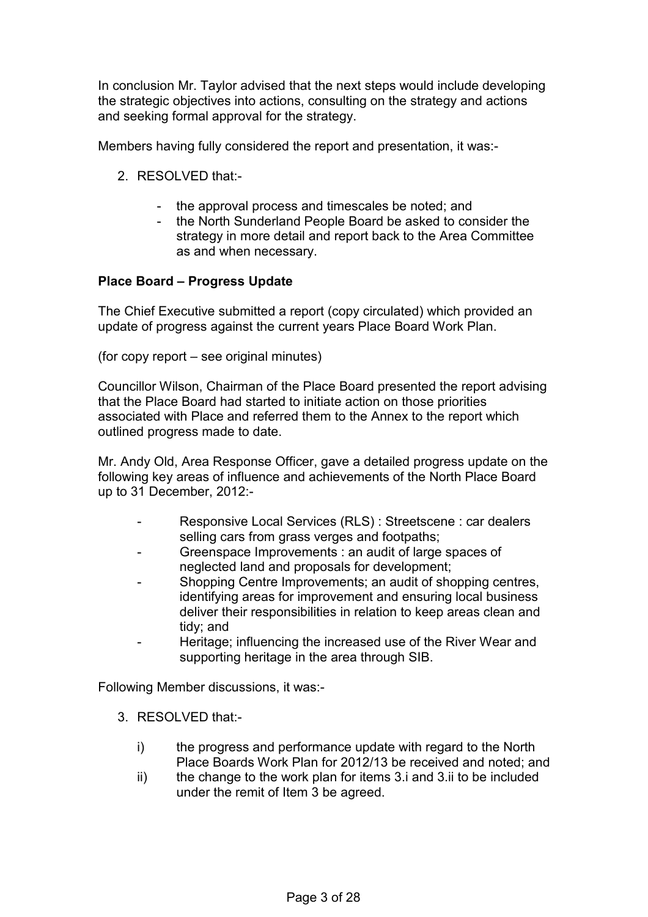In conclusion Mr. Taylor advised that the next steps would include developing the strategic objectives into actions, consulting on the strategy and actions and seeking formal approval for the strategy.

Members having fully considered the report and presentation, it was:-

2. RESOLVED that:-

   - the approval process and timescales be noted; and
   - the North Sunderland People Board be asked to consider the strategy in more detail and report back to the Area Committee as and when necessary.

**Place Board – Progress Update**

The Chief Executive submitted a report (copy circulated) which provided an update of progress against the current years Place Board Work Plan.

(for copy report – see original minutes)

Councillor Wilson, Chairman of the Place Board presented the report advising that the Place Board had started to initiate action on those priorities associated with Place and referred them to the Annex to the report which outlined progress made to date.

Mr. Andy Old, Area Response Officer, gave a detailed progress update on the following key areas of influence and achievements of the North Place Board up to 31 December, 2012:-

- Responsive Local Services (RLS) : Streetscene : car dealers selling cars from grass verges and footpaths;
- Greenspace Improvements : an audit of large spaces of neglected land and proposals for development;
- Shopping Centre Improvements; an audit of shopping centres, identifying areas for improvement and ensuring local business deliver their responsibilities in relation to keep areas clean and tidy; and
- Heritage; influencing the increased use of the River Wear and supporting heritage in the area through SIB.

Following Member discussions, it was:-

3. RESOLVED that:-

   i) the progress and performance update with regard to the North Place Boards Work Plan for 2012/13 be received and noted; and
   ii) the change to the work plan for items 3.i and 3.ii to be included under the remit of Item 3 be agreed.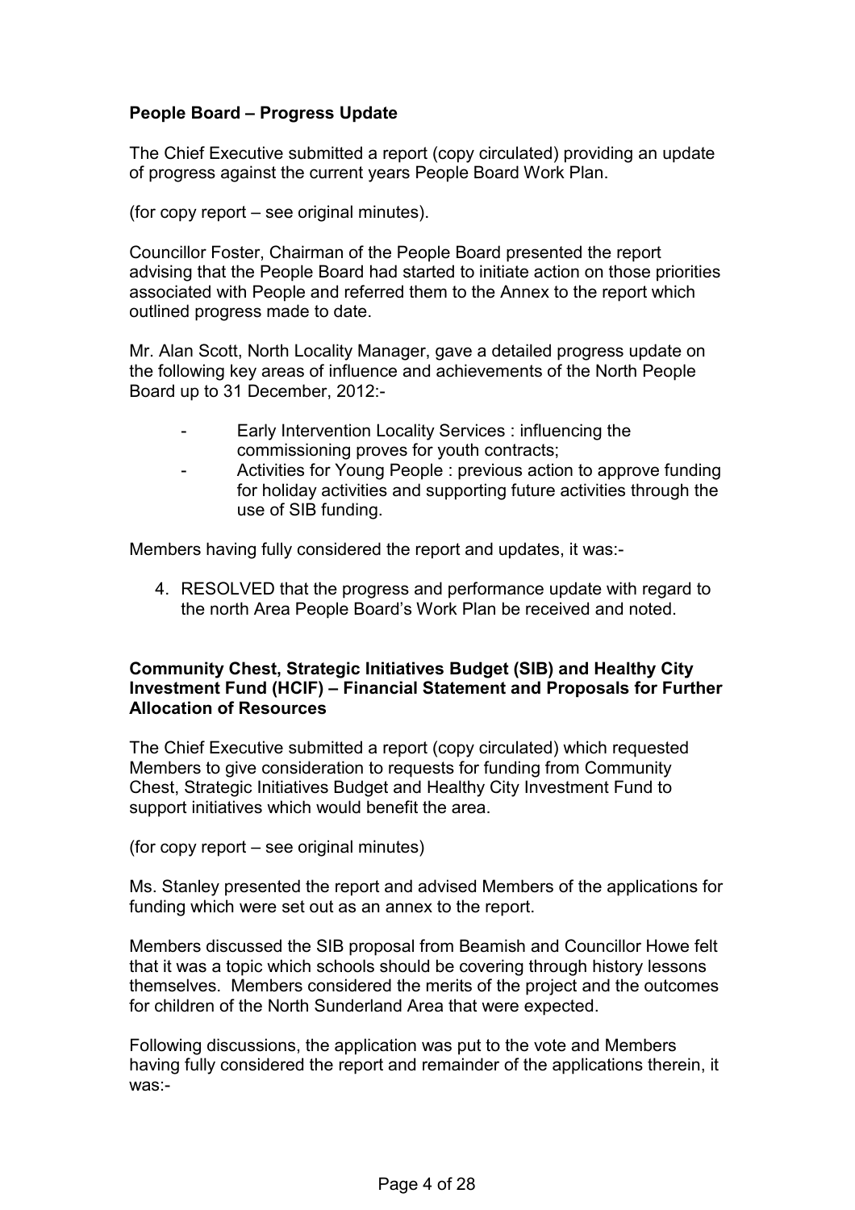**People Board – Progress Update**

The Chief Executive submitted a report (copy circulated) providing an update of progress against the current years People Board Work Plan.

(for copy report – see original minutes).

Councillor Foster, Chairman of the People Board presented the report advising that the People Board had started to initiate action on those priorities associated with People and referred them to the Annex to the report which outlined progress made to date.

Mr. Alan Scott, North Locality Manager, gave a detailed progress update on the following key areas of influence and achievements of the North People Board up to 31 December, 2012:-

- Early Intervention Locality Services : influencing the commissioning proves for youth contracts;
- Activities for Young People : previous action to approve funding for holiday activities and supporting future activities through the use of SIB funding.

Members having fully considered the report and updates, it was:-

4. RESOLVED that the progress and performance update with regard to the north Area People Board's Work Plan be received and noted.

**Community Chest, Strategic Initiatives Budget (SIB) and Healthy City Investment Fund (HCIF) – Financial Statement and Proposals for Further Allocation of Resources**

The Chief Executive submitted a report (copy circulated) which requested Members to give consideration to requests for funding from Community Chest, Strategic Initiatives Budget and Healthy City Investment Fund to support initiatives which would benefit the area.

(for copy report – see original minutes)

Ms. Stanley presented the report and advised Members of the applications for funding which were set out as an annex to the report.

Members discussed the SIB proposal from Beamish and Councillor Howe felt that it was a topic which schools should be covering through history lessons themselves. Members considered the merits of the project and the outcomes for children of the North Sunderland Area that were expected.

Following discussions, the application was put to the vote and Members having fully considered the report and remainder of the applications therein, it was:-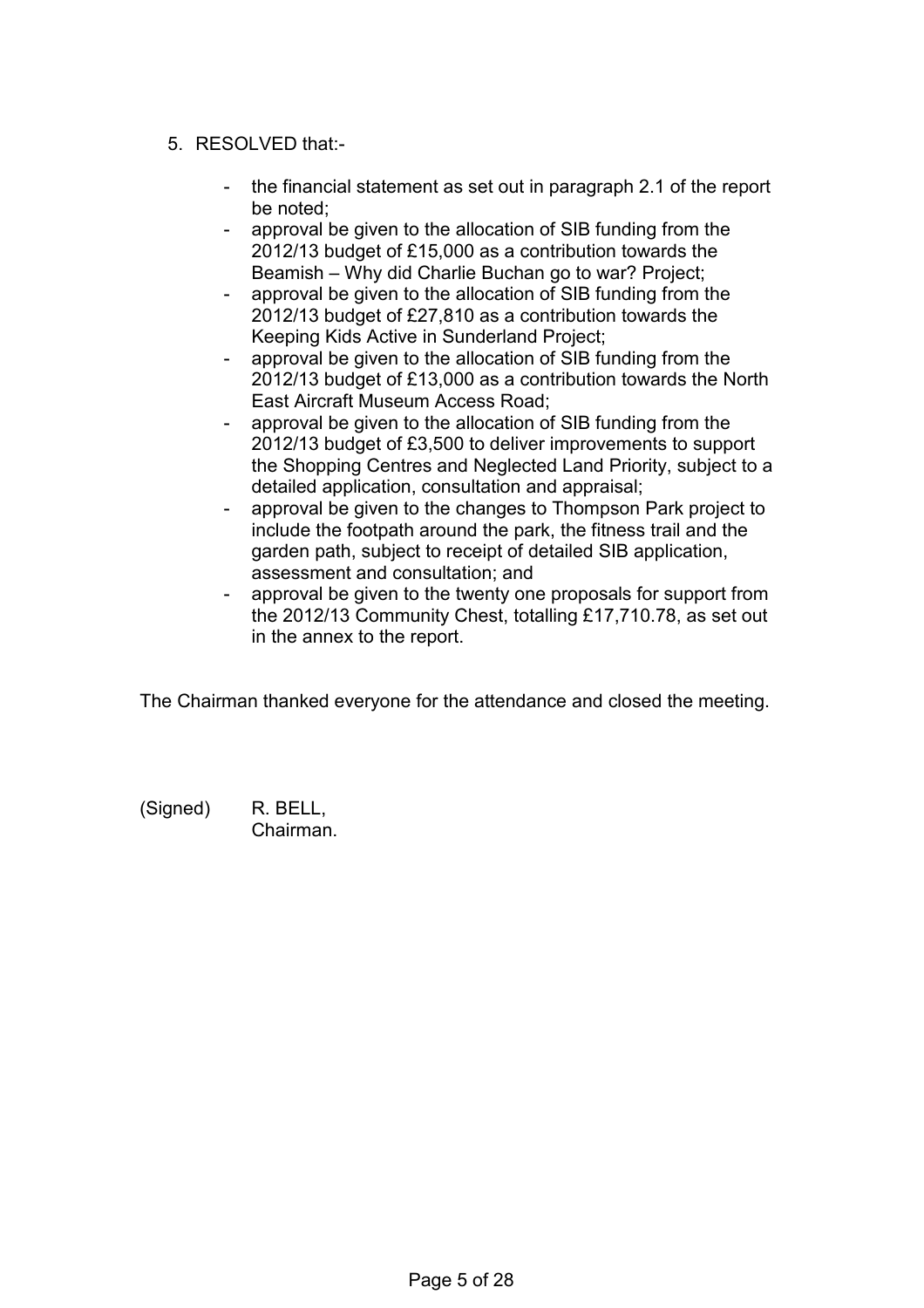5. RESOLVED that:-

   - the financial statement as set out in paragraph 2.1 of the report be noted;
   - approval be given to the allocation of SIB funding from the 2012/13 budget of £15,000 as a contribution towards the Beamish – Why did Charlie Buchan go to war? Project;
   - approval be given to the allocation of SIB funding from the 2012/13 budget of £27,810 as a contribution towards the Keeping Kids Active in Sunderland Project;
   - approval be given to the allocation of SIB funding from the 2012/13 budget of £13,000 as a contribution towards the North East Aircraft Museum Access Road;
   - approval be given to the allocation of SIB funding from the 2012/13 budget of £3,500 to deliver improvements to support the Shopping Centres and Neglected Land Priority, subject to a detailed application, consultation and appraisal;
   - approval be given to the changes to Thompson Park project to include the footpath around the park, the fitness trail and the garden path, subject to receipt of detailed SIB application, assessment and consultation; and
   - approval be given to the twenty one proposals for support from the 2012/13 Community Chest, totalling £17,710.78, as set out in the annex to the report.

The Chairman thanked everyone for the attendance and closed the meeting.

(Signed) R. BELL,
Chairman.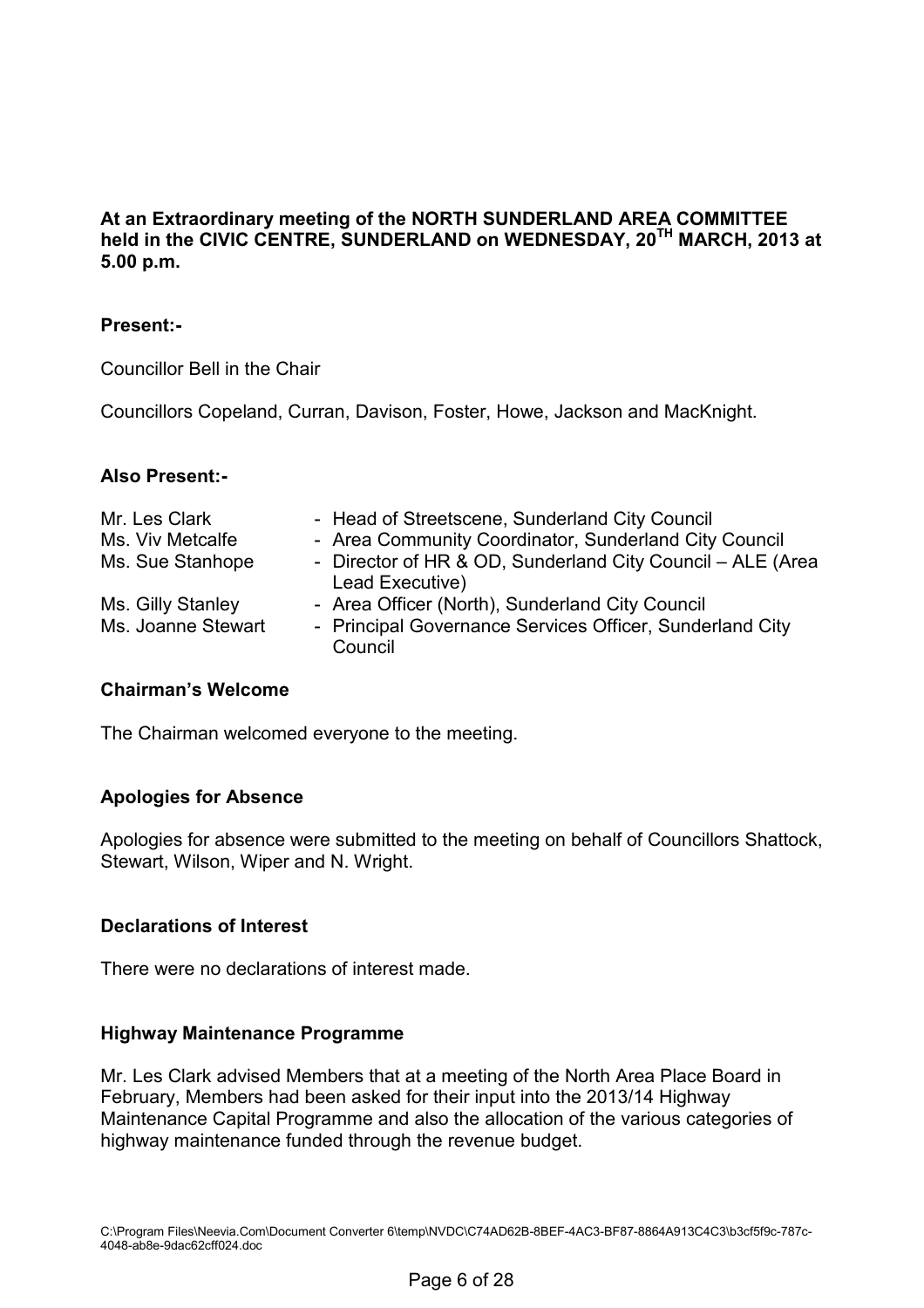**At an Extraordinary meeting of the NORTH SUNDERLAND AREA COMMITTEE held in the CIVIC CENTRE, SUNDERLAND on WEDNESDAY, 20TH MARCH, 2013 at 5.00 p.m.**

**Present:-**

Councillor Bell in the Chair

Councillors Copeland, Curran, Davison, Foster, Howe, Jackson and MacKnight.

**Also Present:-**

| | |
|---|---|
| Mr. Les Clark | - Head of Streetscene, Sunderland City Council |
| Ms. Viv Metcalfe | - Area Community Coordinator, Sunderland City Council |
| Ms. Sue Stanhope | - Director of HR & OD, Sunderland City Council – ALE (Area Lead Executive) |
| Ms. Gilly Stanley | - Area Officer (North), Sunderland City Council |
| Ms. Joanne Stewart | - Principal Governance Services Officer, Sunderland City Council |

**Chairman's Welcome**

The Chairman welcomed everyone to the meeting.

**Apologies for Absence**

Apologies for absence were submitted to the meeting on behalf of Councillors Shattock, Stewart, Wilson, Wiper and N. Wright.

**Declarations of Interest**

There were no declarations of interest made.

**Highway Maintenance Programme**

Mr. Les Clark advised Members that at a meeting of the North Area Place Board in February, Members had been asked for their input into the 2013/14 Highway Maintenance Capital Programme and also the allocation of the various categories of highway maintenance funded through the revenue budget.

C:\Program Files\Neevia.Com\Document Converter 6\temp\NVDC\C74AD62B-8BEF-4AC3-BF87-8864A913C4C3\b3cf5f9c-787c-4048-ab8e-9dac62cff024.doc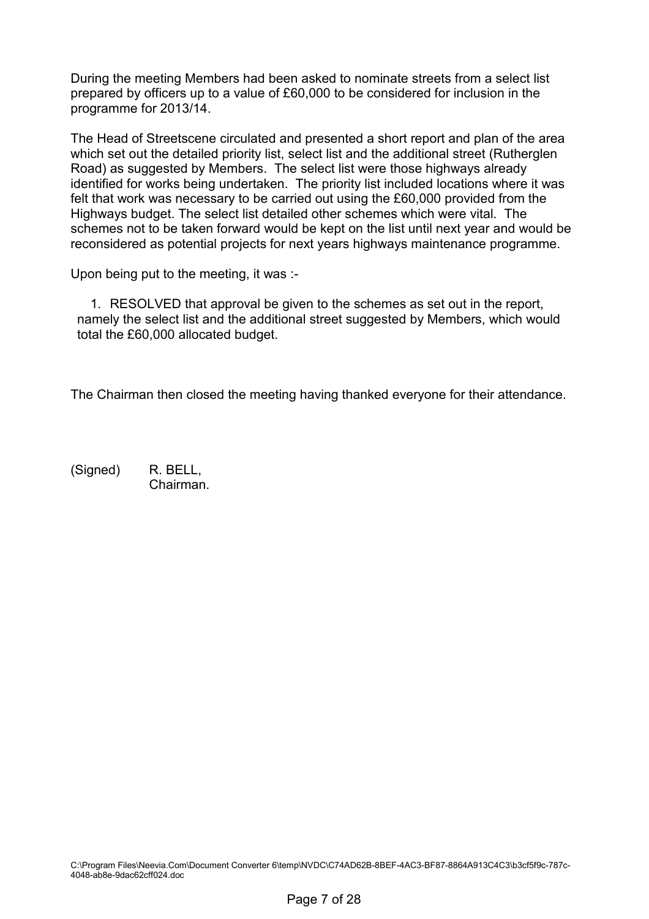During the meeting Members had been asked to nominate streets from a select list prepared by officers up to a value of £60,000 to be considered for inclusion in the programme for 2013/14.

The Head of Streetscene circulated and presented a short report and plan of the area which set out the detailed priority list, select list and the additional street (Rutherglen Road) as suggested by Members. The select list were those highways already identified for works being undertaken. The priority list included locations where it was felt that work was necessary to be carried out using the £60,000 provided from the Highways budget. The select list detailed other schemes which were vital. The schemes not to be taken forward would be kept on the list until next year and would be reconsidered as potential projects for next years highways maintenance programme.

Upon being put to the meeting, it was :-

1. RESOLVED that approval be given to the schemes as set out in the report, namely the select list and the additional street suggested by Members, which would total the £60,000 allocated budget.

The Chairman then closed the meeting having thanked everyone for their attendance.

(Signed) R. BELL,
Chairman.

C:\Program Files\Neevia.Com\Document Converter 6\temp\NVDC\C74AD62B-8BEF-4AC3-BF87-8864A913C4C3\b3cf5f9c-787c-4048-ab8e-9dac62cff024.doc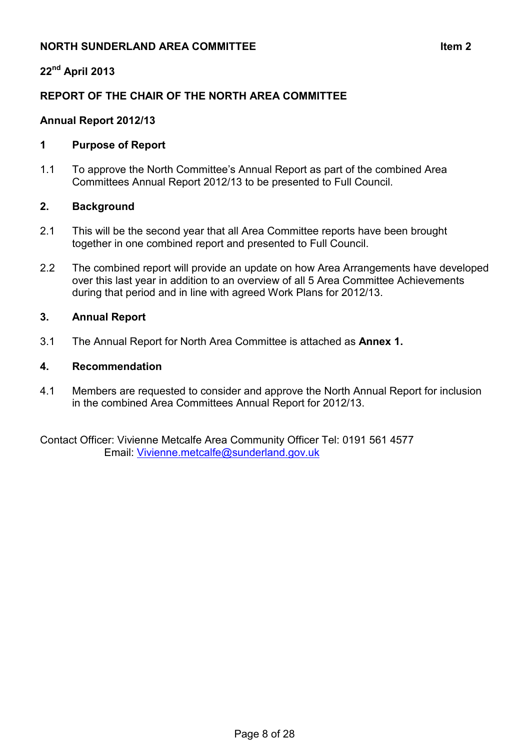**NORTH SUNDERLAND AREA COMMITTEE** **Item 2**

**22nd April 2013**

**REPORT OF THE CHAIR OF THE NORTH AREA COMMITTEE**

**Annual Report 2012/13**

## 1 Purpose of Report

1.1 To approve the North Committee's Annual Report as part of the combined Area Committees Annual Report 2012/13 to be presented to Full Council.

## 2. Background

2.1 This will be the second year that all Area Committee reports have been brought together in one combined report and presented to Full Council.

2.2 The combined report will provide an update on how Area Arrangements have developed over this last year in addition to an overview of all 5 Area Committee Achievements during that period and in line with agreed Work Plans for 2012/13.

## 3. Annual Report

3.1 The Annual Report for North Area Committee is attached as **Annex 1.**

## 4. Recommendation

4.1 Members are requested to consider and approve the North Annual Report for inclusion in the combined Area Committees Annual Report for 2012/13.

Contact Officer: Vivienne Metcalfe Area Community Officer Tel: 0191 561 4577
Email: Vivienne.metcalfe@sunderland.gov.uk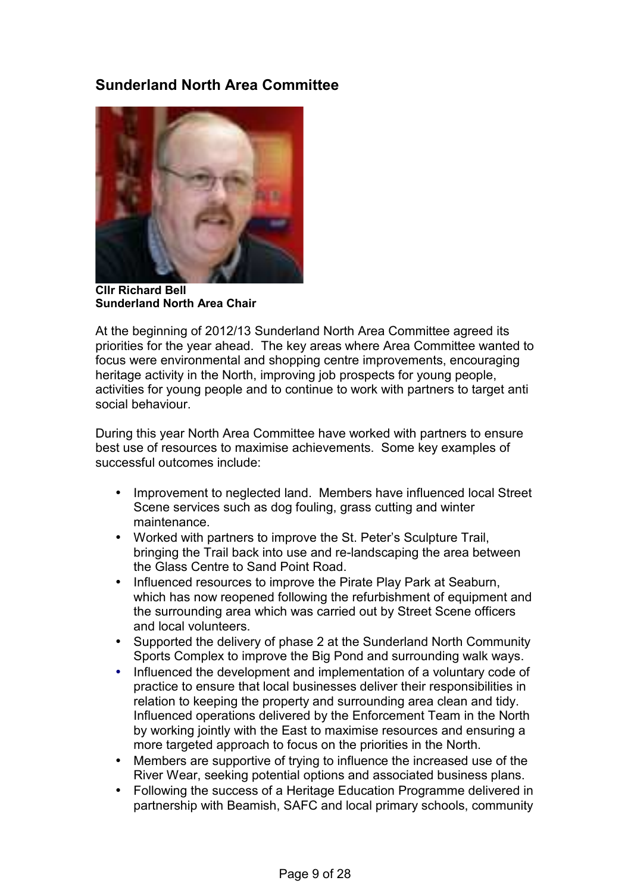## Sunderland North Area Committee

**Cllr Richard Bell**
**Sunderland North Area Chair**

At the beginning of 2012/13 Sunderland North Area Committee agreed its priorities for the year ahead. The key areas where Area Committee wanted to focus were environmental and shopping centre improvements, encouraging heritage activity in the North, improving job prospects for young people, activities for young people and to continue to work with partners to target anti social behaviour.

During this year North Area Committee have worked with partners to ensure best use of resources to maximise achievements. Some key examples of successful outcomes include:

- Improvement to neglected land. Members have influenced local Street Scene services such as dog fouling, grass cutting and winter maintenance.
- Worked with partners to improve the St. Peter's Sculpture Trail, bringing the Trail back into use and re-landscaping the area between the Glass Centre to Sand Point Road.
- Influenced resources to improve the Pirate Play Park at Seaburn, which has now reopened following the refurbishment of equipment and the surrounding area which was carried out by Street Scene officers and local volunteers.
- Supported the delivery of phase 2 at the Sunderland North Community Sports Complex to improve the Big Pond and surrounding walk ways.
- Influenced the development and implementation of a voluntary code of practice to ensure that local businesses deliver their responsibilities in relation to keeping the property and surrounding area clean and tidy. Influenced operations delivered by the Enforcement Team in the North by working jointly with the East to maximise resources and ensuring a more targeted approach to focus on the priorities in the North.
- Members are supportive of trying to influence the increased use of the River Wear, seeking potential options and associated business plans.
- Following the success of a Heritage Education Programme delivered in partnership with Beamish, SAFC and local primary schools, community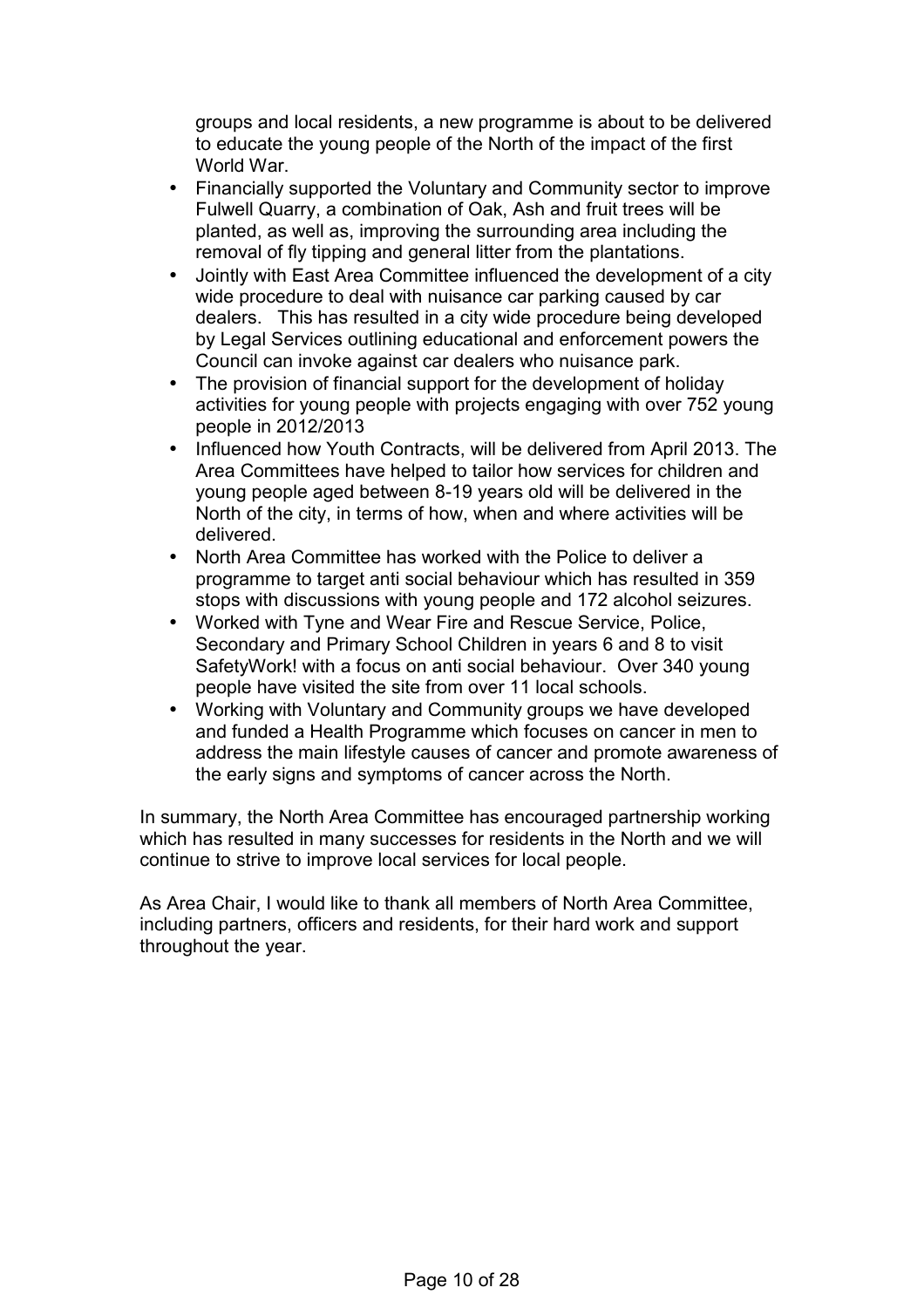groups and local residents, a new programme is about to be delivered to educate the young people of the North of the impact of the first World War.

- Financially supported the Voluntary and Community sector to improve Fulwell Quarry, a combination of Oak, Ash and fruit trees will be planted, as well as, improving the surrounding area including the removal of fly tipping and general litter from the plantations.
- Jointly with East Area Committee influenced the development of a city wide procedure to deal with nuisance car parking caused by car dealers. This has resulted in a city wide procedure being developed by Legal Services outlining educational and enforcement powers the Council can invoke against car dealers who nuisance park.
- The provision of financial support for the development of holiday activities for young people with projects engaging with over 752 young people in 2012/2013
- Influenced how Youth Contracts, will be delivered from April 2013. The Area Committees have helped to tailor how services for children and young people aged between 8-19 years old will be delivered in the North of the city, in terms of how, when and where activities will be delivered.
- North Area Committee has worked with the Police to deliver a programme to target anti social behaviour which has resulted in 359 stops with discussions with young people and 172 alcohol seizures.
- Worked with Tyne and Wear Fire and Rescue Service, Police, Secondary and Primary School Children in years 6 and 8 to visit SafetyWork! with a focus on anti social behaviour. Over 340 young people have visited the site from over 11 local schools.
- Working with Voluntary and Community groups we have developed and funded a Health Programme which focuses on cancer in men to address the main lifestyle causes of cancer and promote awareness of the early signs and symptoms of cancer across the North.

In summary, the North Area Committee has encouraged partnership working which has resulted in many successes for residents in the North and we will continue to strive to improve local services for local people.

As Area Chair, I would like to thank all members of North Area Committee, including partners, officers and residents, for their hard work and support throughout the year.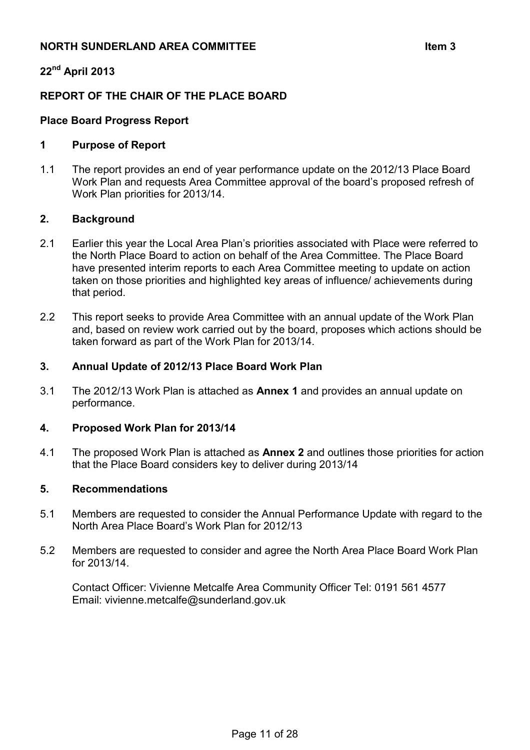**NORTH SUNDERLAND AREA COMMITTEE** **Item 3**

**22nd April 2013**

**REPORT OF THE CHAIR OF THE PLACE BOARD**

**Place Board Progress Report**

## 1 Purpose of Report

1.1 The report provides an end of year performance update on the 2012/13 Place Board Work Plan and requests Area Committee approval of the board's proposed refresh of Work Plan priorities for 2013/14.

## 2. Background

2.1 Earlier this year the Local Area Plan's priorities associated with Place were referred to the North Place Board to action on behalf of the Area Committee. The Place Board have presented interim reports to each Area Committee meeting to update on action taken on those priorities and highlighted key areas of influence/ achievements during that period.

2.2 This report seeks to provide Area Committee with an annual update of the Work Plan and, based on review work carried out by the board, proposes which actions should be taken forward as part of the Work Plan for 2013/14.

## 3. Annual Update of 2012/13 Place Board Work Plan

3.1 The 2012/13 Work Plan is attached as **Annex 1** and provides an annual update on performance.

## 4. Proposed Work Plan for 2013/14

4.1 The proposed Work Plan is attached as **Annex 2** and outlines those priorities for action that the Place Board considers key to deliver during 2013/14

## 5. Recommendations

5.1 Members are requested to consider the Annual Performance Update with regard to the North Area Place Board's Work Plan for 2012/13

5.2 Members are requested to consider and agree the North Area Place Board Work Plan for 2013/14.

Contact Officer: Vivienne Metcalfe Area Community Officer Tel: 0191 561 4577
Email: vivienne.metcalfe@sunderland.gov.uk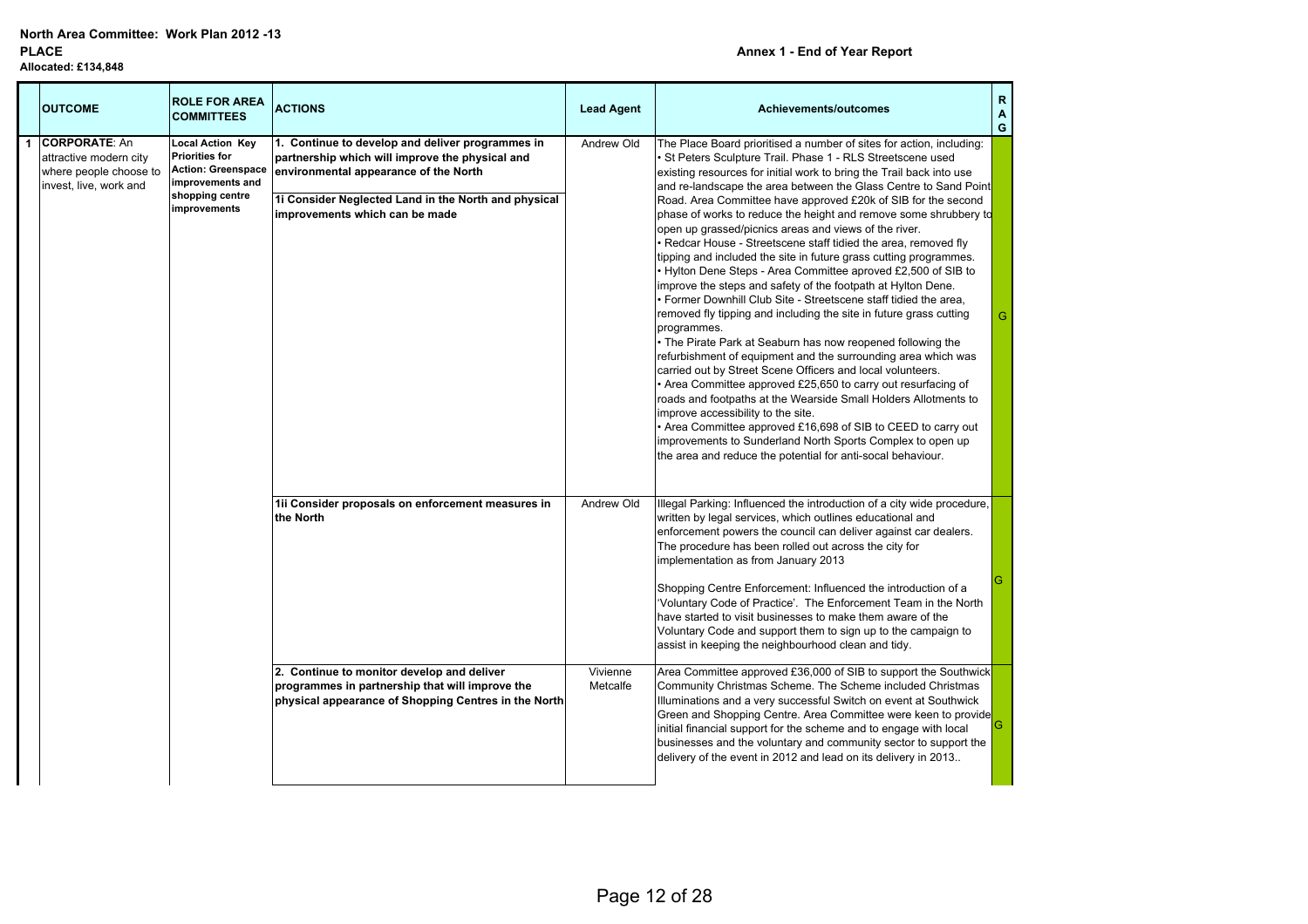**North Area Committee: Work Plan 2012 -13**
**PLACE**
**Allocated: £134,848**

**Annex 1 - End of Year Report**

| | OUTCOME | ROLE FOR AREA COMMITTEES | ACTIONS | Lead Agent | Achievements/outcomes | RAG |
|---|---|---|---|---|---|---|
| 1 | **CORPORATE**: An attractive modern city where people choose to invest, live, work and | **Local Action Key Priorities for Action: Greenspace improvements and shopping centre improvements** | **1. Continue to develop and deliver programmes in partnership which will improve the physical and environmental appearance of the North**<br><br>**1i Consider Neglected Land in the North and physical improvements which can be made** | Andrew Old | The Place Board prioritised a number of sites for action, including:<br>• St Peters Sculpture Trail. Phase 1 - RLS Streetscene used existing resources for initial work to bring the Trail back into use and re-landscape the area between the Glass Centre to Sand Point Road. Area Committee have approved £20k of SIB for the second phase of works to reduce the height and remove some shrubbery to open up grassed/picnics areas and views of the river.<br>• Redcar House - Streetscene staff tidied the area, removed fly tipping and included the site in future grass cutting programmes.<br>• Hylton Dene Steps - Area Committee aproved £2,500 of SIB to improve the steps and safety of the footpath at Hylton Dene.<br>• Former Downhill Club Site - Streetscene staff tidied the area, removed fly tipping and including the site in future grass cutting programmes.<br>• The Pirate Park at Seaburn has now reopened following the refurbishment of equipment and the surrounding area which was carried out by Street Scene Officers and local volunteers.<br>• Area Committee approved £25,650 to carry out resurfacing of roads and footpaths at the Wearside Small Holders Allotments to improve accessibility to the site.<br>• Area Committee approved £16,698 of SIB to CEED to carry out improvements to Sunderland North Sports Complex to open up the area and reduce the potential for anti-socal behaviour. | G |
| | | | **1ii Consider proposals on enforcement measures in the North** | Andrew Old | Illegal Parking: Influenced the introduction of a city wide procedure, written by legal services, which outlines educational and enforcement powers the council can deliver against car dealers. The procedure has been rolled out across the city for implementation as from January 2013<br><br>Shopping Centre Enforcement: Influenced the introduction of a 'Voluntary Code of Practice'. The Enforcement Team in the North have started to visit businesses to make them aware of the Voluntary Code and support them to sign up to the campaign to assist in keeping the neighbourhood clean and tidy. | G |
| | | | **2. Continue to monitor develop and deliver programmes in partnership that will improve the physical appearance of Shopping Centres in the North** | Vivienne Metcalfe | Area Committee approved £36,000 of SIB to support the Southwick Community Christmas Scheme. The Scheme included Christmas Illuminations and a very successful Switch on event at Southwick Green and Shopping Centre. Area Committee were keen to provide initial financial support for the scheme and to engage with local businesses and the voluntary and community sector to support the delivery of the event in 2012 and lead on its delivery in 2013.. | G |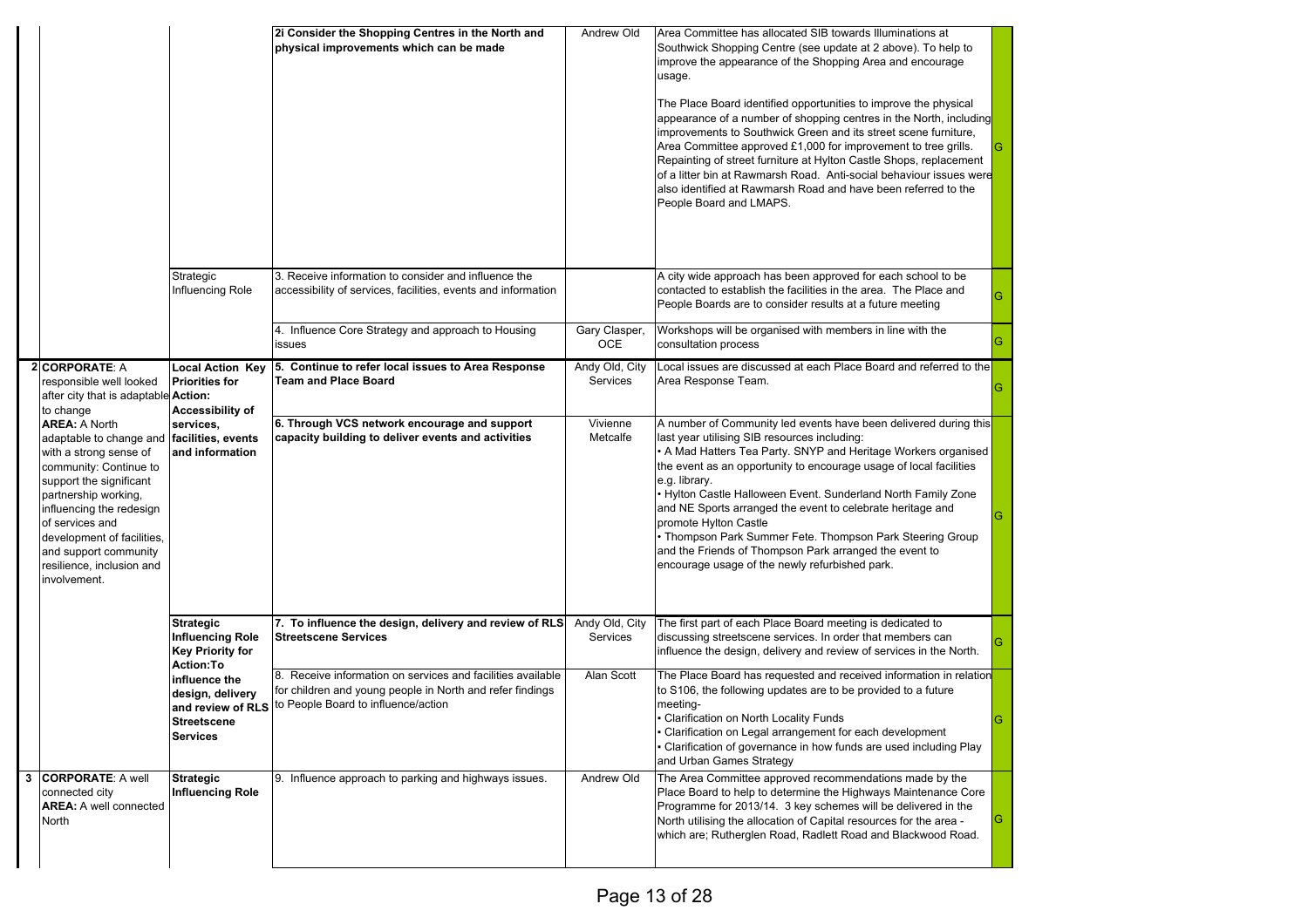| | | | | | | |
|---|---|---|---|---|---|---|
| | | | **2i Consider the Shopping Centres in the North and physical improvements which can be made** | Andrew Old | Area Committee has allocated SIB towards Illuminations at Southwick Shopping Centre (see update at 2 above). To help to improve the appearance of the Shopping Area and encourage usage.<br><br>The Place Board identified opportunities to improve the physical appearance of a number of shopping centres in the North, including improvements to Southwick Green and its street scene furniture, Area Committee approved £1,000 for improvement to tree grills. Repainting of street furniture at Hylton Castle Shops, replacement of a litter bin at Rawmarsh Road. Anti-social behaviour issues were also identified at Rawmarsh Road and have been referred to the People Board and LMAPS. | G |
| | | Strategic Influencing Role | 3. Receive information to consider and influence the accessibility of services, facilities, events and information | | A city wide approach has been approved for each school to be contacted to establish the facilities in the area. The Place and People Boards are to consider results at a future meeting | G |
| | | | 4. Influence Core Strategy and approach to Housing issues | Gary Clasper, OCE | Workshops will be organised with members in line with the consultation process | G |
| 2 | **CORPORATE**: A responsible well looked after city that is adaptable to change<br>**AREA:** A North adaptable to change and with a strong sense of community: Continue to support the significant partnership working, influencing the redesign of services and development of facilities, and support community resilience, inclusion and involvement. | **Local Action Key Priorities for Action: Accessibility of services, facilities, events and information** | **5. Continue to refer local issues to Area Response Team and Place Board** | Andy Old, City Services | Local issues are discussed at each Place Board and referred to the Area Response Team. | G |
| | | | **6. Through VCS network encourage and support capacity building to deliver events and activities** | Vivienne Metcalfe | A number of Community led events have been delivered during this last year utilising SIB resources including:<br>• A Mad Hatters Tea Party. SNYP and Heritage Workers organised the event as an opportunity to encourage usage of local facilities e.g. library.<br>• Hylton Castle Halloween Event. Sunderland North Family Zone and NE Sports arranged the event to celebrate heritage and promote Hylton Castle<br>• Thompson Park Summer Fete. Thompson Park Steering Group and the Friends of Thompson Park arranged the event to encourage usage of the newly refurbished park. | G |
| | | **Strategic Influencing Role Key Priority for Action:To influence the design, delivery and review of RLS Streetscene Services** | **7. To influence the design, delivery and review of RLS Streetscene Services** | Andy Old, City Services | The first part of each Place Board meeting is dedicated to discussing streetscene services. In order that members can influence the design, delivery and review of services in the North. | G |
| | | | 8. Receive information on services and facilities available for children and young people in North and refer findings to People Board to influence/action | Alan Scott | The Place Board has requested and received information in relation to S106, the following updates are to be provided to a future meeting-<br>• Clarification on North Locality Funds<br>• Clarification on Legal arrangement for each development<br>• Clarification of governance in how funds are used including Play and Urban Games Strategy | G |
| 3 | **CORPORATE**: A well connected city<br>**AREA:** A well connected North | **Strategic Influencing Role** | 9. Influence approach to parking and highways issues. | Andrew Old | The Area Committee approved recommendations made by the Place Board to help to determine the Highways Maintenance Core Programme for 2013/14. 3 key schemes will be delivered in the North utilising the allocation of Capital resources for the area - which are; Rutherglen Road, Radlett Road and Blackwood Road. | G |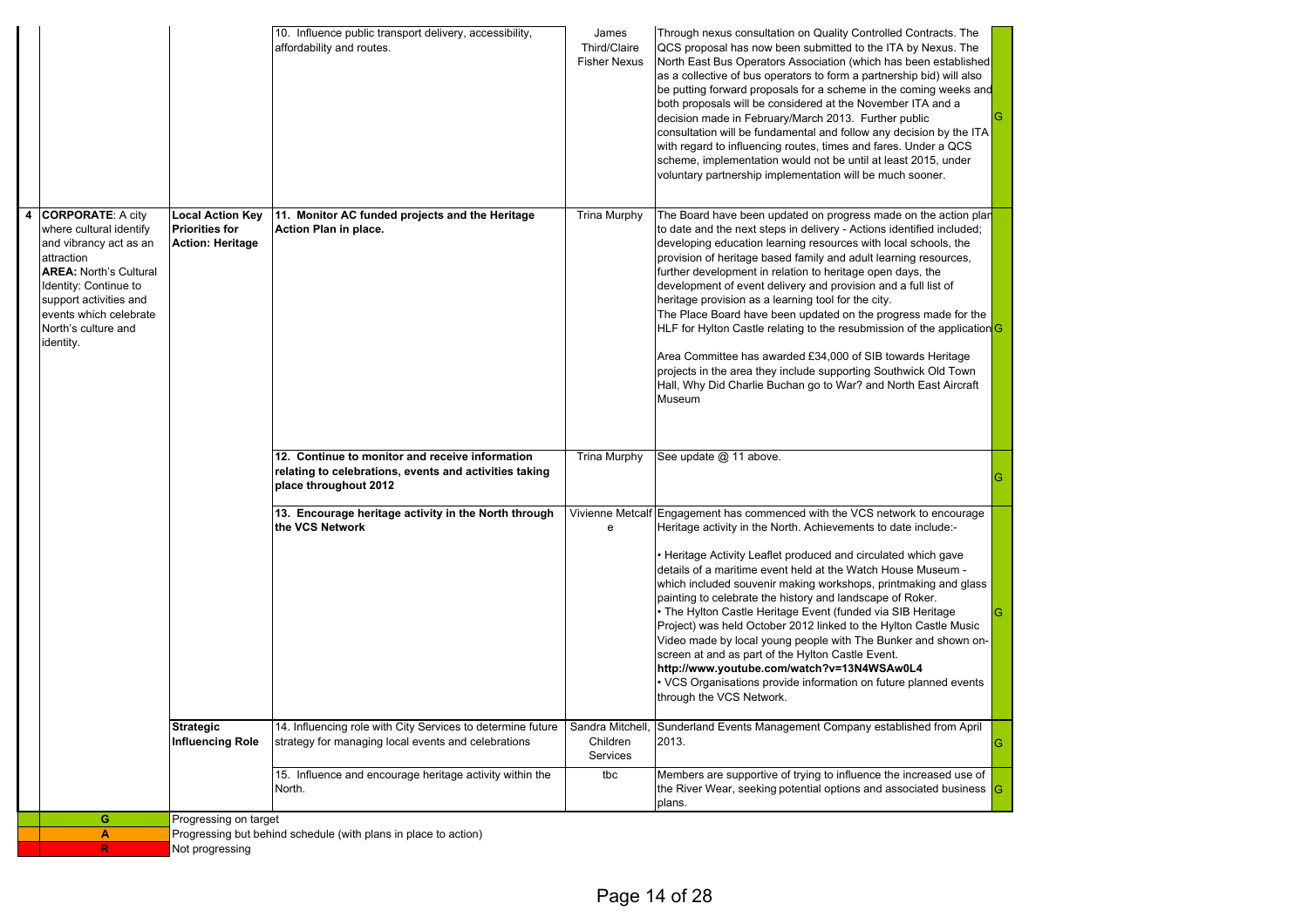| | | | | | | |
|---|---|---|---|---|---|---|
| | | | 10. Influence public transport delivery, accessibility, affordability and routes. | James Third/Claire Fisher Nexus | Through nexus consultation on Quality Controlled Contracts. The QCS proposal has now been submitted to the ITA by Nexus. The North East Bus Operators Association (which has been established as a collective of bus operators to form a partnership bid) will also be putting forward proposals for a scheme in the coming weeks and both proposals will be considered at the November ITA and a decision made in February/March 2013. Further public consultation will be fundamental and follow any decision by the ITA with regard to influencing routes, times and fares. Under a QCS scheme, implementation would not be until at least 2015, under voluntary partnership implementation will be much sooner. | G |
| 4 | **CORPORATE**: A city where cultural identify and vibrancy act as an attraction<br>**AREA:** North's Cultural Identity: Continue to support activities and events which celebrate North's culture and identity. | **Local Action Key Priorities for Action: Heritage** | **11. Monitor AC funded projects and the Heritage Action Plan in place.** | Trina Murphy | The Board have been updated on progress made on the action plan to date and the next steps in delivery - Actions identified included; developing education learning resources with local schools, the provision of heritage based family and adult learning resources, further development in relation to heritage open days, the development of event delivery and provision and a full list of heritage provision as a learning tool for the city.<br>The Place Board have been updated on the progress made for the HLF for Hylton Castle relating to the resubmission of the application<br><br>Area Committee has awarded £34,000 of SIB towards Heritage projects in the area they include supporting Southwick Old Town Hall, Why Did Charlie Buchan go to War? and North East Aircraft Museum | G |
| | | | **12. Continue to monitor and receive information relating to celebrations, events and activities taking place throughout 2012** | Trina Murphy | See update @ 11 above. | G |
| | | | **13. Encourage heritage activity in the North through the VCS Network** | Vivienne Metcalfe | Engagement has commenced with the VCS network to encourage Heritage activity in the North. Achievements to date include:-<br><br>• Heritage Activity Leaflet produced and circulated which gave details of a maritime event held at the Watch House Museum - which included souvenir making workshops, printmaking and glass painting to celebrate the history and landscape of Roker.<br>• The Hylton Castle Heritage Event (funded via SIB Heritage Project) was held October 2012 linked to the Hylton Castle Music Video made by local young people with The Bunker and shown on-screen at and as part of the Hylton Castle Event.<br>**http://www.youtube.com/watch?v=13N4WSAw0L4**<br>• VCS Organisations provide information on future planned events through the VCS Network. | G |
| | | **Strategic Influencing Role** | 14. Influencing role with City Services to determine future strategy for managing local events and celebrations | Sandra Mitchell, Children Services | Sunderland Events Management Company established from April 2013. | G |
| | | | 15. Influence and encourage heritage activity within the North. | tbc | Members are supportive of trying to influence the increased use of the River Wear, seeking potential options and associated business plans. | G |

| | |
|---|---|
| G | Progressing on target |
| A | Progressing but behind schedule (with plans in place to action) |
| R | Not progressing |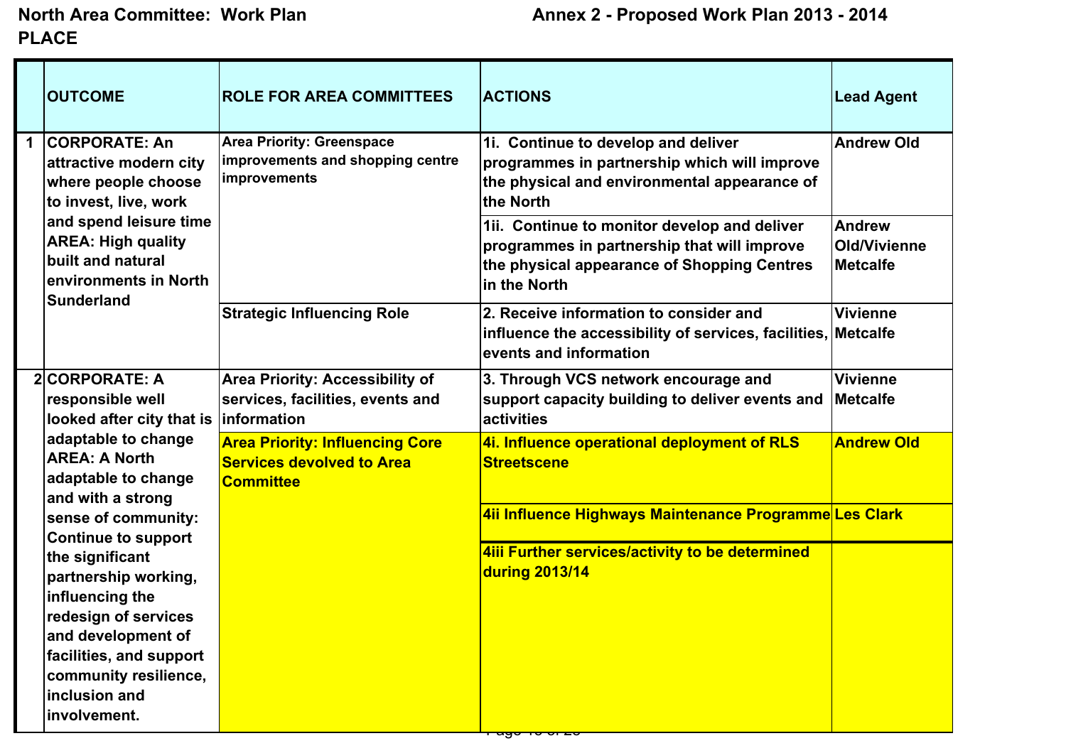**North Area Committee: Work Plan**

**PLACE**

**Annex 2 - Proposed Work Plan 2013 - 2014**

| | OUTCOME | ROLE FOR AREA COMMITTEES | ACTIONS | Lead Agent |
|---|---|---|---|---|
| 1 | CORPORATE: An attractive modern city where people choose to invest, live, work and spend leisure time AREA: High quality built and natural environments in North Sunderland | Area Priority: Greenspace improvements and shopping centre improvements | 1i. Continue to develop and deliver programmes in partnership which will improve the physical and environmental appearance of the North | Andrew Old |
| | | | 1ii. Continue to monitor develop and deliver programmes in partnership that will improve the physical appearance of Shopping Centres in the North | Andrew Old/Vivienne Metcalfe |
| | | Strategic Influencing Role | 2. Receive information to consider and influence the accessibility of services, facilities, events and information | Vivienne Metcalfe |
| 2 | CORPORATE: A responsible well looked after city that is adaptable to change AREA: A North adaptable to change and with a strong sense of community: Continue to support the significant partnership working, influencing the redesign of services and development of facilities, and support community resilience, inclusion and involvement. | Area Priority: Accessibility of services, facilities, events and information | 3. Through VCS network encourage and support capacity building to deliver events and activities | Vivienne Metcalfe |
| | | Area Priority: Influencing Core Services devolved to Area Committee | 4i. Influence operational deployment of RLS Streetscene | Andrew Old |
| | | | 4ii Influence Highways Maintenance Programme | Les Clark |
| | | | 4iii Further services/activity to be determined during 2013/14 | |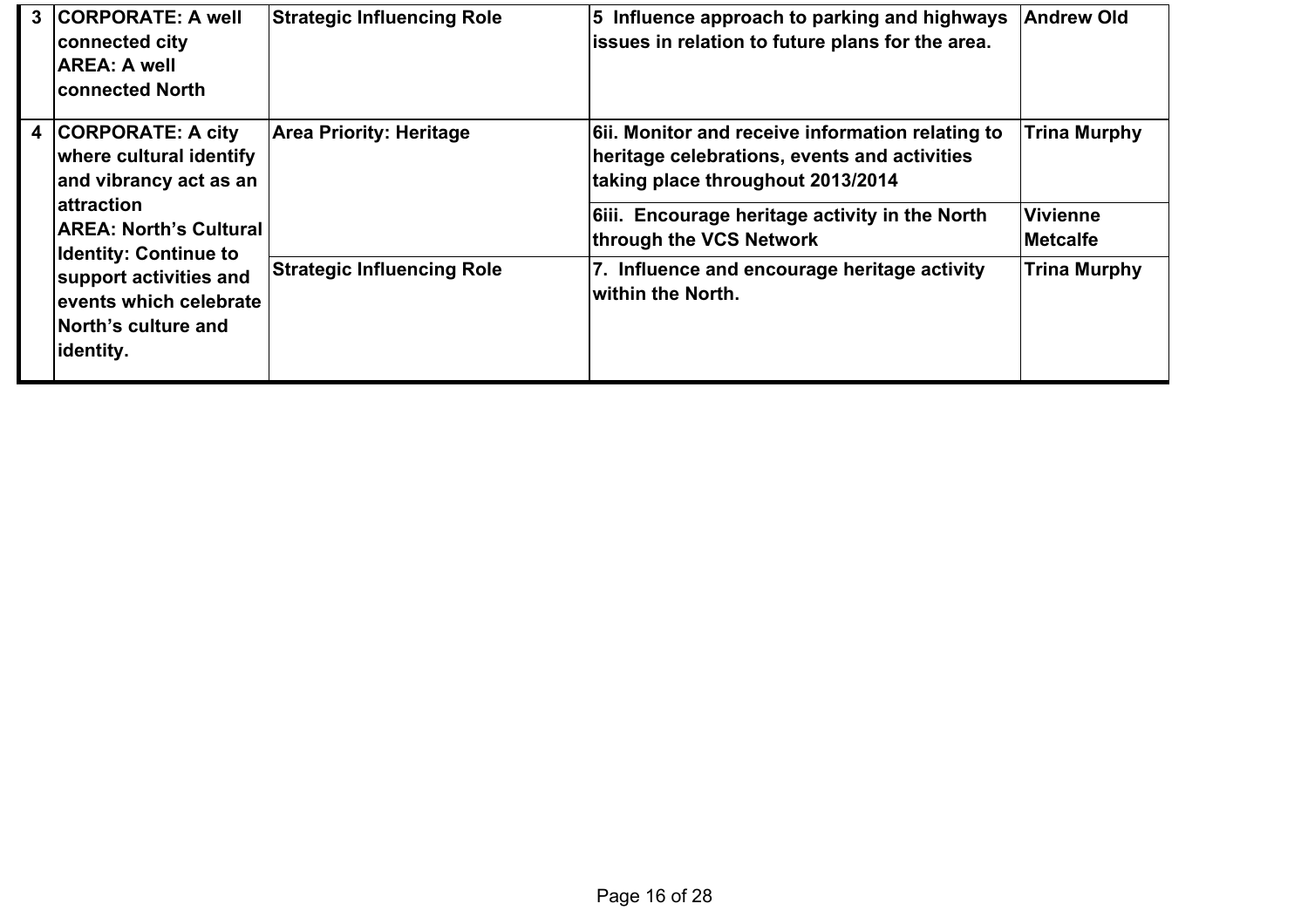| | | | | |
|---|---|---|---|---|
| **3** | **CORPORATE: A well connected city**<br>**AREA: A well connected North** | **Strategic Influencing Role** | **5 Influence approach to parking and highways issues in relation to future plans for the area.** | **Andrew Old** |
| **4** | **CORPORATE: A city where cultural identify and vibrancy act as an attraction**<br>**AREA: North's Cultural Identity: Continue to support activities and events which celebrate North's culture and identity.** | **Area Priority: Heritage** | **6ii. Monitor and receive information relating to heritage celebrations, events and activities taking place throughout 2013/2014** | **Trina Murphy** |
| | | | **6iii. Encourage heritage activity in the North through the VCS Network** | **Vivienne Metcalfe** |
| | | **Strategic Influencing Role** | **7. Influence and encourage heritage activity within the North.** | **Trina Murphy** |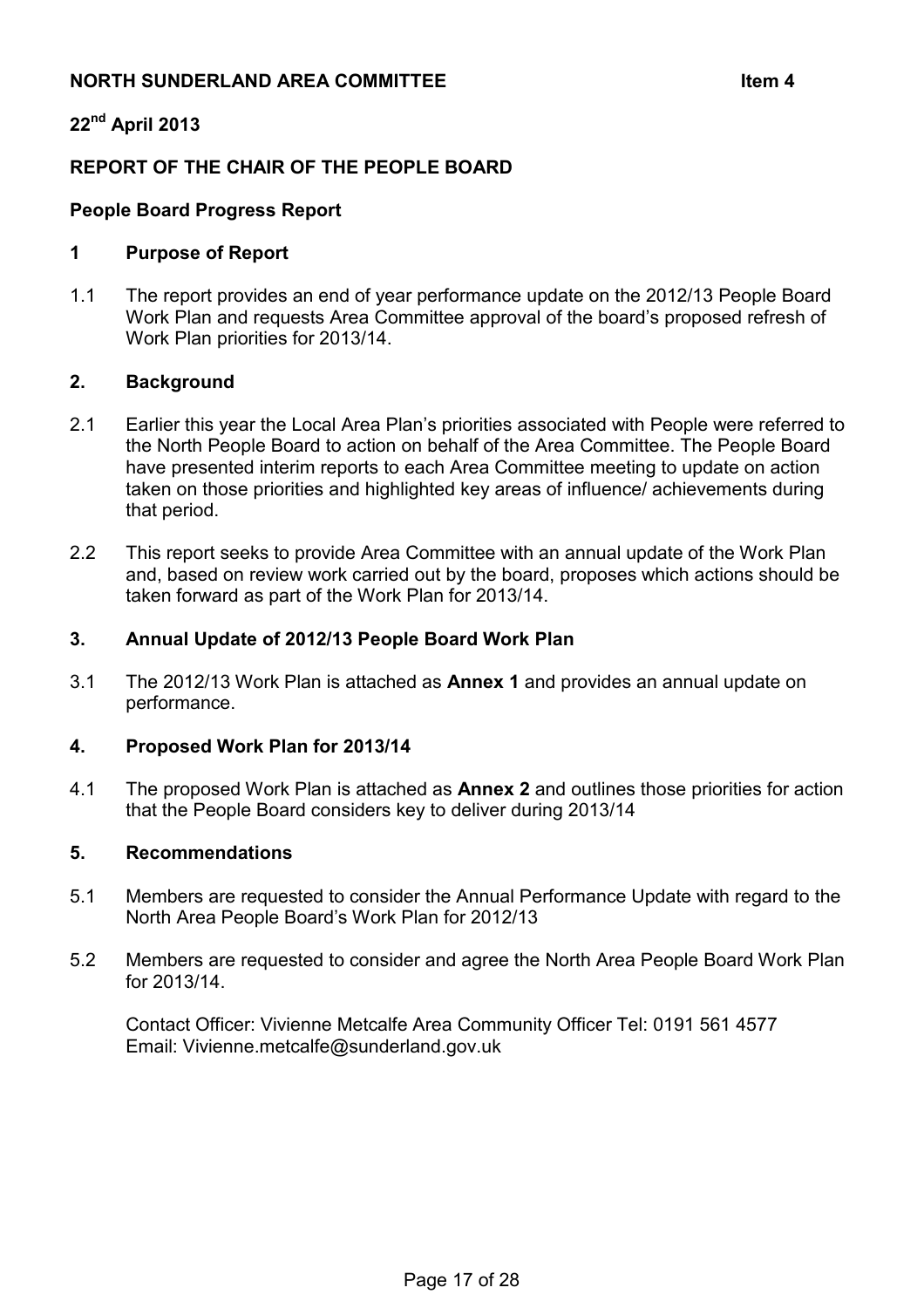**NORTH SUNDERLAND AREA COMMITTEE** **Item 4**

**22nd April 2013**

**REPORT OF THE CHAIR OF THE PEOPLE BOARD**

**People Board Progress Report**

## 1 Purpose of Report

1.1 The report provides an end of year performance update on the 2012/13 People Board Work Plan and requests Area Committee approval of the board's proposed refresh of Work Plan priorities for 2013/14.

## 2. Background

2.1 Earlier this year the Local Area Plan's priorities associated with People were referred to the North People Board to action on behalf of the Area Committee. The People Board have presented interim reports to each Area Committee meeting to update on action taken on those priorities and highlighted key areas of influence/ achievements during that period.

2.2 This report seeks to provide Area Committee with an annual update of the Work Plan and, based on review work carried out by the board, proposes which actions should be taken forward as part of the Work Plan for 2013/14.

## 3. Annual Update of 2012/13 People Board Work Plan

3.1 The 2012/13 Work Plan is attached as **Annex 1** and provides an annual update on performance.

## 4. Proposed Work Plan for 2013/14

4.1 The proposed Work Plan is attached as **Annex 2** and outlines those priorities for action that the People Board considers key to deliver during 2013/14

## 5. Recommendations

5.1 Members are requested to consider the Annual Performance Update with regard to the North Area People Board's Work Plan for 2012/13

5.2 Members are requested to consider and agree the North Area People Board Work Plan for 2013/14.

Contact Officer: Vivienne Metcalfe Area Community Officer Tel: 0191 561 4577
Email: Vivienne.metcalfe@sunderland.gov.uk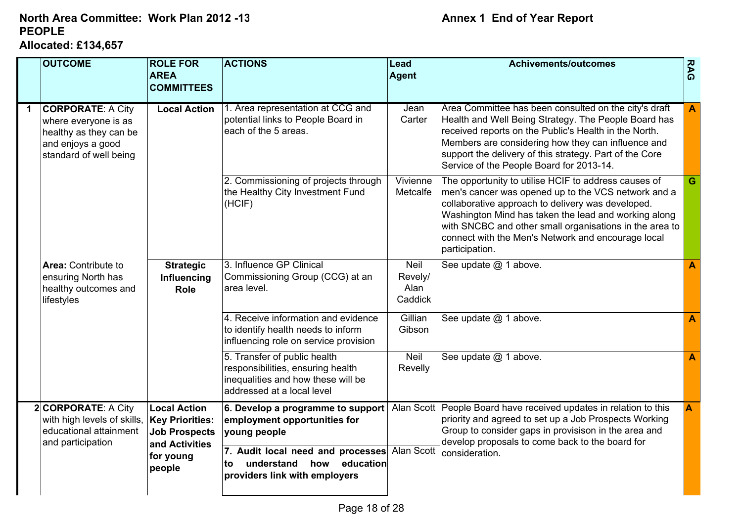**North Area Committee: Work Plan 2012 -13**
**PEOPLE**
**Allocated: £134,657**

**Annex 1 End of Year Report**

| | OUTCOME | ROLE FOR AREA COMMITTEES | ACTIONS | Lead Agent | Achivements/outcomes | RAG |
|---|---|---|---|---|---|---|
| 1 | **CORPORATE**: A City where everyone is as healthy as they can be and enjoys a good standard of well being | **Local Action** | 1. Area representation at CCG and potential links to People Board in each of the 5 areas. | Jean Carter | Area Committee has been consulted on the city's draft Health and Well Being Strategy. The People Board has received reports on the Public's Health in the North. Members are considering how they can influence and support the delivery of this strategy. Part of the Core Service of the People Board for 2013-14. | A |
| | | | 2. Commissioning of projects through the Healthy City Investment Fund (HCIF) | Vivienne Metcalfe | The opportunity to utilise HCIF to address causes of men's cancer was opened up to the VCS network and a collaborative approach to delivery was developed. Washington Mind has taken the lead and working along with SNCBC and other small organisations in the area to connect with the Men's Network and encourage local participation. | G |
| | **Area:** Contribute to ensuring North has healthy outcomes and lifestyles | **Strategic Influencing Role** | 3. Influence GP Clinical Commissioning Group (CCG) at an area level. | Neil Revely/ Alan Caddick | See update @ 1 above. | A |
| | | | 4. Receive information and evidence to identify health needs to inform influencing role on service provision | Gillian Gibson | See update @ 1 above. | A |
| | | | 5. Transfer of public health responsibilities, ensuring health inequalities and how these will be addressed at a local level | Neil Revelly | See update @ 1 above. | A |
| 2 | **CORPORATE**: A City with high levels of skills, educational attainment and participation | **Local Action Key Priorities: Job Prospects and Activities for young people** | **6. Develop a programme to support employment opportunities for young people** | Alan Scott | People Board have received updates in relation to this priority and agreed to set up a Job Prospects Working Group to consider gaps in provisison in the area and develop proposals to come back to the board for consideration. | A |
| | | | **7. Audit local need and processes to understand how education providers link with employers** | Alan Scott | | |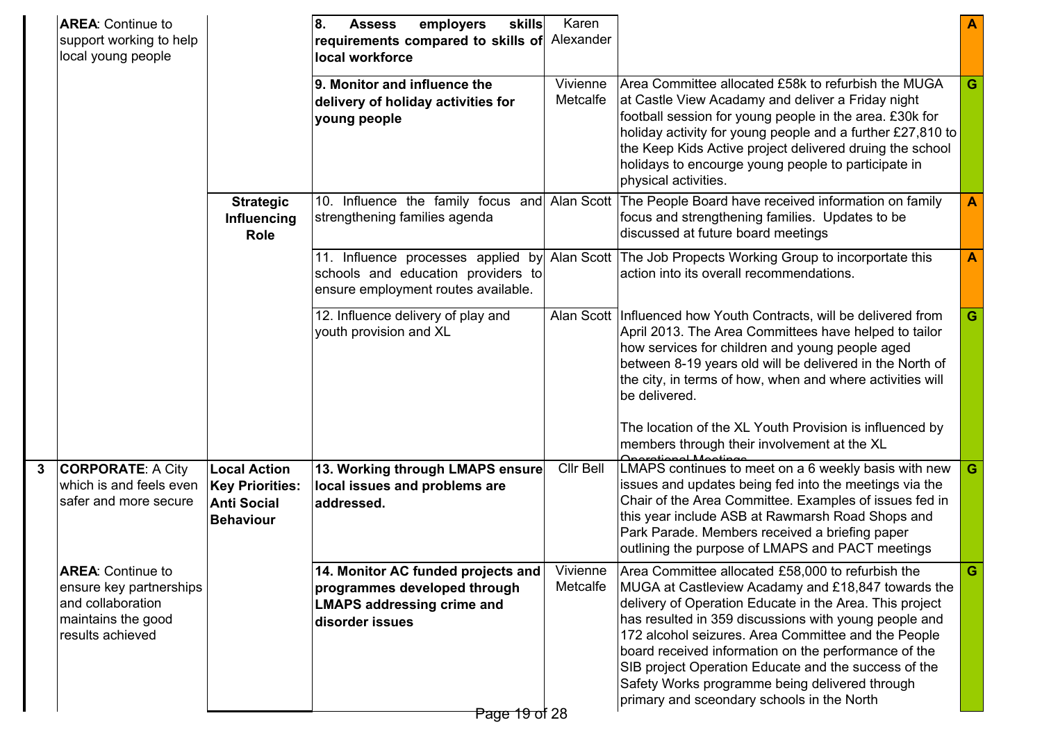| | | | | | | |
|---|---|---|---|---|---|---|
| | **AREA**: Continue to support working to help local young people | | **8. Assess employers skills requirements compared to skills of local workforce** | Karen Alexander | | A |
| | | | **9. Monitor and influence the delivery of holiday activities for young people** | Vivienne Metcalfe | Area Committee allocated £58k to refurbish the MUGA at Castle View Acadamy and deliver a Friday night football session for young people in the area. £30k for holiday activity for young people and a further £27,810 to the Keep Kids Active project delivered druing the school holidays to encourge young people to participate in physical activities. | G |
| | | **Strategic Influencing Role** | 10. Influence the family focus and strengthening families agenda | Alan Scott | The People Board have received information on family focus and strengthening families. Updates to be discussed at future board meetings | A |
| | | | 11. Influence processes applied by schools and education providers to ensure employment routes available. | Alan Scott | The Job Propects Working Group to incorportate this action into its overall recommendations. | A |
| | | | 12. Influence delivery of play and youth provision and XL | Alan Scott | Influenced how Youth Contracts, will be delivered from April 2013. The Area Committees have helped to tailor how services for children and young people aged between 8-19 years old will be delivered in the North of the city, in terms of how, when and where activities will be delivered.<br><br>The location of the XL Youth Provision is influenced by members through their involvement at the XL Operational Meetings | G |
| 3 | **CORPORATE**: A City which is and feels even safer and more secure | **Local Action Key Priorities: Anti Social Behaviour** | **13. Working through LMAPS ensure local issues and problems are addressed.** | Cllr Bell | LMAPS continues to meet on a 6 weekly basis with new issues and updates being fed into the meetings via the Chair of the Area Committee. Examples of issues fed in this year include ASB at Rawmarsh Road Shops and Park Parade. Members received a briefing paper outlining the purpose of LMAPS and PACT meetings | G |
| | **AREA**: Continue to ensure key partnerships and collaboration maintains the good results achieved | | **14. Monitor AC funded projects and programmes developed through LMAPS addressing crime and disorder issues** | Vivienne Metcalfe | Area Committee allocated £58,000 to refurbish the MUGA at Castleview Acadamy and £18,847 towards the delivery of Operation Educate in the Area. This project has resulted in 359 discussions with young people and 172 alcohol seizures. Area Committee and the People board received information on the performance of the SIB project Operation Educate and the success of the Safety Works programme being delivered through primary and sceondary schools in the North | G |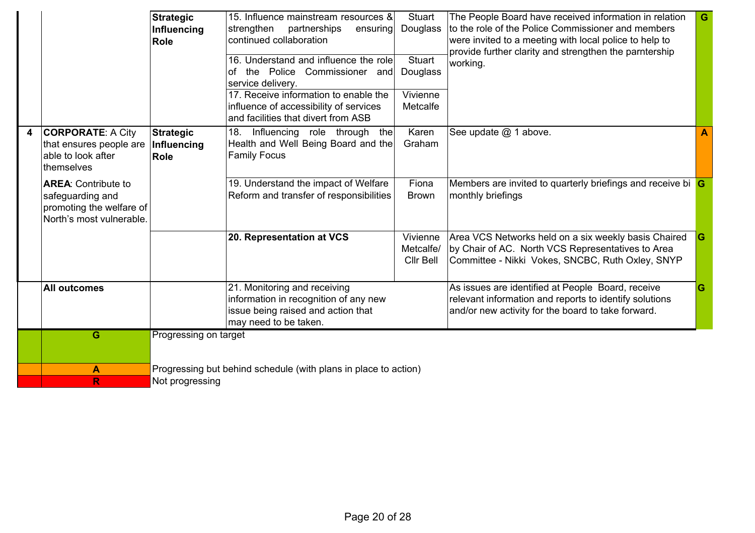| | | | | | | |
|---|---|---|---|---|---|---|
| | | **Strategic Influencing Role** | 15. Influence mainstream resources & strengthen partnerships ensuring continued collaboration | Stuart Douglass | The People Board have received information in relation to the role of the Police Commissioner and members were invited to a meeting with local police to help to provide further clarity and strengthen the parntership working. | G |
| | | | 16. Understand and influence the role of the Police Commissioner and service delivery. | Stuart Douglass | | |
| | | | 17. Receive information to enable the influence of accessibility of services and facilities that divert from ASB | Vivienne Metcalfe | | |
| 4 | **CORPORATE**: A City that ensures people are able to look after themselves | **Strategic Influencing Role** | 18. Influencing role through the Health and Well Being Board and the Family Focus | Karen Graham | See update @ 1 above. | A |
| | **AREA**: Contribute to safeguarding and promoting the welfare of North's most vulnerable. | | 19. Understand the impact of Welfare Reform and transfer of responsibilities | Fiona Brown | Members are invited to quarterly briefings and receive bi monthly briefings | G |
| | | | **20. Representation at VCS** | Vivienne Metcalfe/ Cllr Bell | Area VCS Networks held on a six weekly basis Chaired by Chair of AC. North VCS Representatives to Area Committee - Nikki Vokes, SNCBC, Ruth Oxley, SNYP | G |
| | **All outcomes** | | 21. Monitoring and receiving information in recognition of any new issue being raised and action that may need to be taken. | | As issues are identified at People Board, receive relevant information and reports to identify solutions and/or new activity for the board to take forward. | G |

| Key | Description |
|---|---|
| G | Progressing on target |
| A | Progressing but behind schedule (with plans in place to action) |
| R | Not progressing |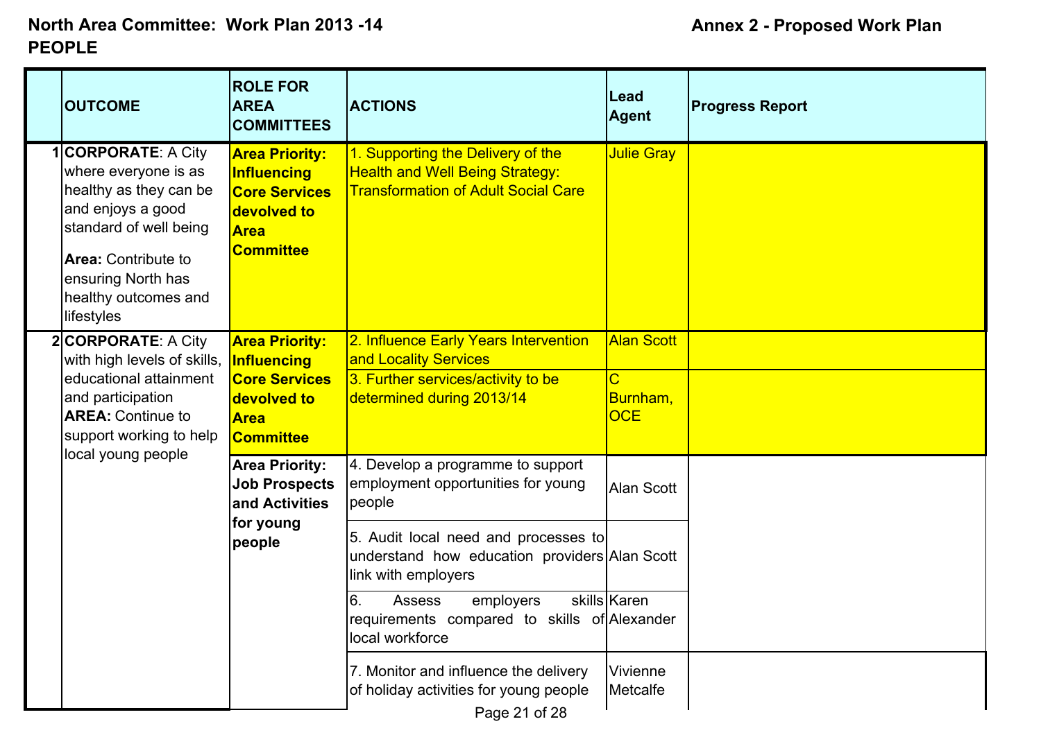**North Area Committee: Work Plan 2013 -14**
**PEOPLE**

**Annex 2 - Proposed Work Plan**

| | OUTCOME | ROLE FOR AREA COMMITTEES | ACTIONS | Lead Agent | Progress Report |
|---|---|---|---|---|---|
| 1 | **CORPORATE**: A City where everyone is as healthy as they can be and enjoys a good standard of well being<br><br>**Area:** Contribute to ensuring North has healthy outcomes and lifestyles | **Area Priority: Influencing Core Services devolved to Area Committee** | 1. Supporting the Delivery of the Health and Well Being Strategy: Transformation of Adult Social Care | Julie Gray | |
| 2 | **CORPORATE**: A City with high levels of skills, educational attainment and participation<br>**AREA:** Continue to support working to help local young people | **Area Priority: Influencing Core Services devolved to Area Committee** | 2. Influence Early Years Intervention and Locality Services | Alan Scott | |
| | | | 3. Further services/activity to be determined during 2013/14 | C Burnham, OCE | |
| | | **Area Priority: Job Prospects and Activities for young people** | 4. Develop a programme to support employment opportunities for young people | Alan Scott | |
| | | | 5. Audit local need and processes to understand how education providers link with employers | Alan Scott | |
| | | | 6. Assess employers skills requirements compared to skills of local workforce | Karen Alexander | |
| | | | 7. Monitor and influence the delivery of holiday activities for young people | Vivienne Metcalfe | |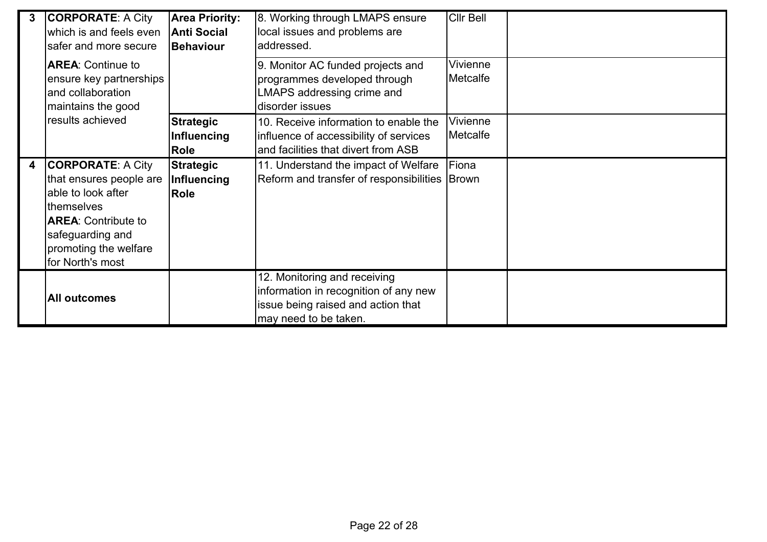| | | | | | |
|---|---|---|---|---|---|
| **3** | **CORPORATE**: A City which is and feels even safer and more secure<br>**AREA**: Continue to ensure key partnerships and collaboration maintains the good results achieved | **Area Priority: Anti Social Behaviour** | 8. Working through LMAPS ensure local issues and problems are addressed. | Cllr Bell | |
| | | | 9. Monitor AC funded projects and programmes developed through LMAPS addressing crime and disorder issues | Vivienne Metcalfe | |
| | | **Strategic Influencing Role** | 10. Receive information to enable the influence of accessibility of services and facilities that divert from ASB | Vivienne Metcalfe | |
| **4** | **CORPORATE**: A City that ensures people are able to look after themselves<br>**AREA**: Contribute to safeguarding and promoting the welfare for North's most | **Strategic Influencing Role** | 11. Understand the impact of Welfare Reform and transfer of responsibilities | Fiona Brown | |
| | **All outcomes** | | 12. Monitoring and receiving information in recognition of any new issue being raised and action that may need to be taken. | | |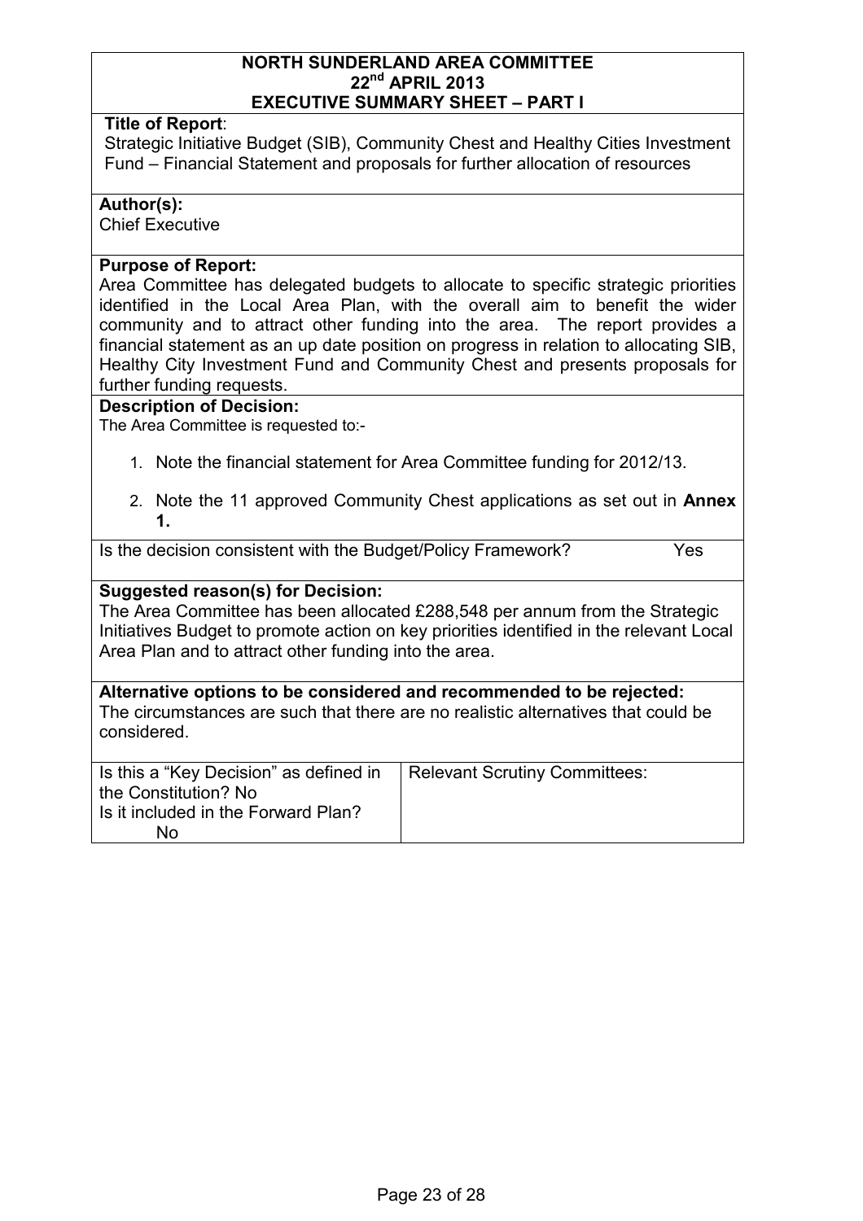**NORTH SUNDERLAND AREA COMMITTEE**
**22nd APRIL 2013**
**EXECUTIVE SUMMARY SHEET – PART I**

**Title of Report**:
Strategic Initiative Budget (SIB), Community Chest and Healthy Cities Investment Fund – Financial Statement and proposals for further allocation of resources

**Author(s):**
Chief Executive

**Purpose of Report:**
Area Committee has delegated budgets to allocate to specific strategic priorities identified in the Local Area Plan, with the overall aim to benefit the wider community and to attract other funding into the area. The report provides a financial statement as an up date position on progress in relation to allocating SIB, Healthy City Investment Fund and Community Chest and presents proposals for further funding requests.

**Description of Decision:**
The Area Committee is requested to:-

1. Note the financial statement for Area Committee funding for 2012/13.
2. Note the 11 approved Community Chest applications as set out in **Annex 1.**

Is the decision consistent with the Budget/Policy Framework? Yes

**Suggested reason(s) for Decision:**
The Area Committee has been allocated £288,548 per annum from the Strategic Initiatives Budget to promote action on key priorities identified in the relevant Local Area Plan and to attract other funding into the area.

**Alternative options to be considered and recommended to be rejected:**
The circumstances are such that there are no realistic alternatives that could be considered.

| Is this a "Key Decision" as defined in the Constitution? No<br>Is it included in the Forward Plan? No | Relevant Scrutiny Committees: |
|---|---|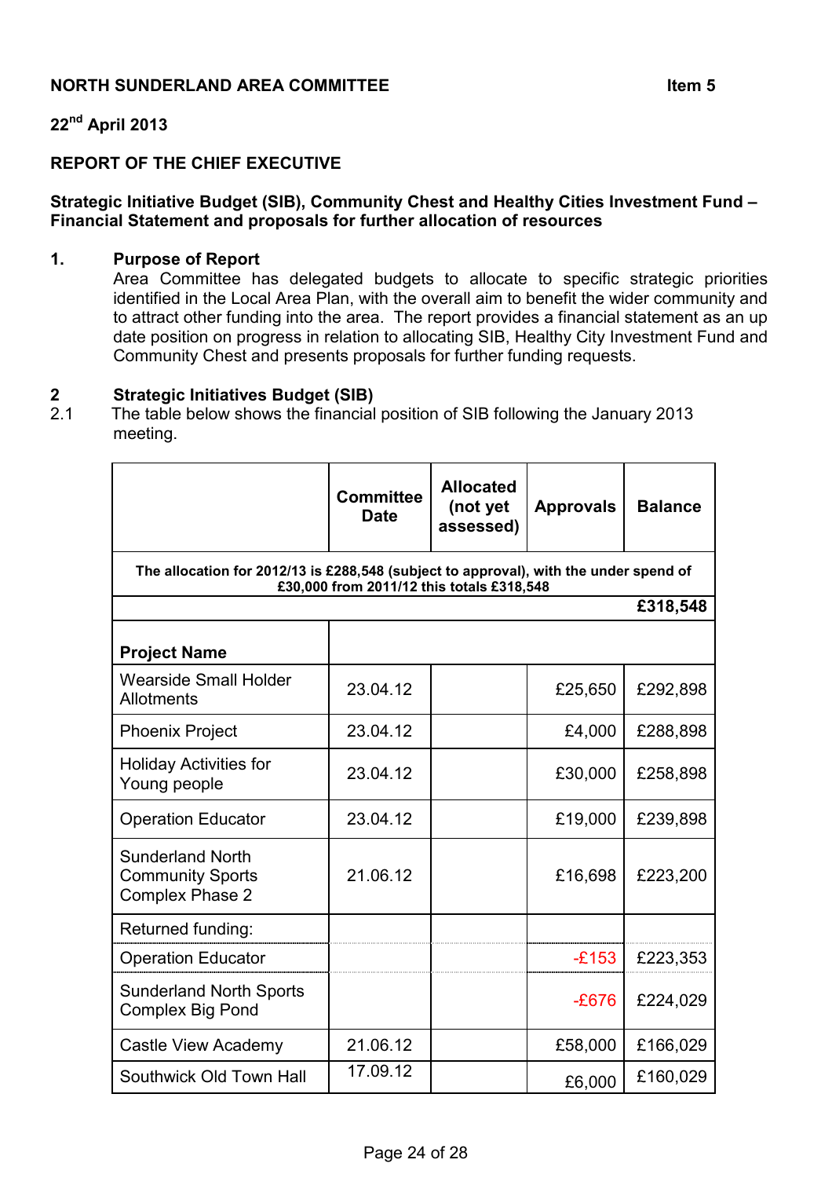**NORTH SUNDERLAND AREA COMMITTEE** **Item 5**

**22nd April 2013**

**REPORT OF THE CHIEF EXECUTIVE**

**Strategic Initiative Budget (SIB), Community Chest and Healthy Cities Investment Fund – Financial Statement and proposals for further allocation of resources**

## 1. Purpose of Report

Area Committee has delegated budgets to allocate to specific strategic priorities identified in the Local Area Plan, with the overall aim to benefit the wider community and to attract other funding into the area. The report provides a financial statement as an up date position on progress in relation to allocating SIB, Healthy City Investment Fund and Community Chest and presents proposals for further funding requests.

## 2 Strategic Initiatives Budget (SIB)

2.1 The table below shows the financial position of SIB following the January 2013 meeting.

| | Committee Date | Allocated (not yet assessed) | Approvals | Balance |
|---|---|---|---|---|
| **The allocation for 2012/13 is £288,548 (subject to approval), with the under spend of £30,000 from 2011/12 this totals £318,548** | | | | |
| | | | | **£318,548** |
| **Project Name** | | | | |
| Wearside Small Holder Allotments | 23.04.12 | | £25,650 | £292,898 |
| Phoenix Project | 23.04.12 | | £4,000 | £288,898 |
| Holiday Activities for Young people | 23.04.12 | | £30,000 | £258,898 |
| Operation Educator | 23.04.12 | | £19,000 | £239,898 |
| Sunderland North Community Sports Complex Phase 2 | 21.06.12 | | £16,698 | £223,200 |
| Returned funding: | | | | |
| Operation Educator | | | -£153 | £223,353 |
| Sunderland North Sports Complex Big Pond | | | -£676 | £224,029 |
| Castle View Academy | 21.06.12 | | £58,000 | £166,029 |
| Southwick Old Town Hall | 17.09.12 | | £6,000 | £160,029 |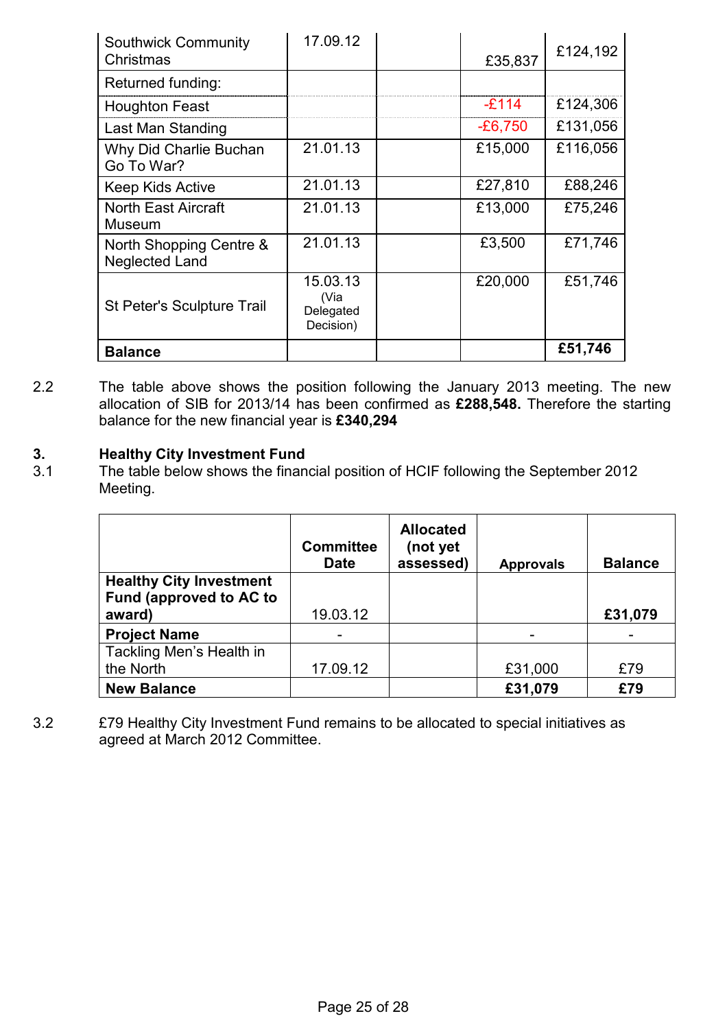| | | | | |
|---|---|---|---|---|
| Southwick Community Christmas | 17.09.12 | | £35,837 | £124,192 |
| Returned funding: | | | | |
| Houghton Feast | | | -£114 | £124,306 |
| Last Man Standing | | | -£6,750 | £131,056 |
| Why Did Charlie Buchan Go To War? | 21.01.13 | | £15,000 | £116,056 |
| Keep Kids Active | 21.01.13 | | £27,810 | £88,246 |
| North East Aircraft Museum | 21.01.13 | | £13,000 | £75,246 |
| North Shopping Centre & Neglected Land | 21.01.13 | | £3,500 | £71,746 |
| St Peter's Sculpture Trail | 15.03.13 (Via Delegated Decision) | | £20,000 | £51,746 |
| **Balance** | | | | **£51,746** |

2.2 The table above shows the position following the January 2013 meeting. The new allocation of SIB for 2013/14 has been confirmed as **£288,548.** Therefore the starting balance for the new financial year is **£340,294**

### 3. Healthy City Investment Fund

3.1 The table below shows the financial position of HCIF following the September 2012 Meeting.

| | **Committee Date** | **Allocated (not yet assessed)** | **Approvals** | **Balance** |
|---|---|---|---|---|
| **Healthy City Investment Fund (approved to AC to award)** | 19.03.12 | | | **£31,079** |
| **Project Name** | - | | - | - |
| Tackling Men's Health in the North | 17.09.12 | | £31,000 | £79 |
| **New Balance** | | | **£31,079** | **£79** |

3.2 £79 Healthy City Investment Fund remains to be allocated to special initiatives as agreed at March 2012 Committee.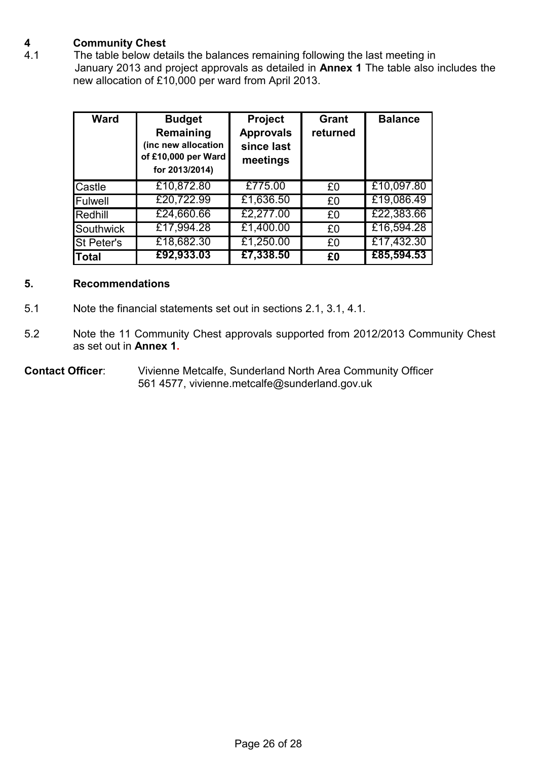## 4 Community Chest

4.1 The table below details the balances remaining following the last meeting in January 2013 and project approvals as detailed in **Annex 1** The table also includes the new allocation of £10,000 per ward from April 2013.

| Ward | Budget Remaining (inc new allocation of £10,000 per Ward for 2013/2014) | Project Approvals since last meetings | Grant returned | Balance |
|---|---|---|---|---|
| Castle | £10,872.80 | £775.00 | £0 | £10,097.80 |
| Fulwell | £20,722.99 | £1,636.50 | £0 | £19,086.49 |
| Redhill | £24,660.66 | £2,277.00 | £0 | £22,383.66 |
| Southwick | £17,994.28 | £1,400.00 | £0 | £16,594.28 |
| St Peter's | £18,682.30 | £1,250.00 | £0 | £17,432.30 |
| **Total** | **£92,933.03** | **£7,338.50** | **£0** | **£85,594.53** |

## 5. Recommendations

5.1 Note the financial statements set out in sections 2.1, 3.1, 4.1.

5.2 Note the 11 Community Chest approvals supported from 2012/2013 Community Chest as set out in **Annex 1.**

**Contact Officer**: Vivienne Metcalfe, Sunderland North Area Community Officer
561 4577, vivienne.metcalfe@sunderland.gov.uk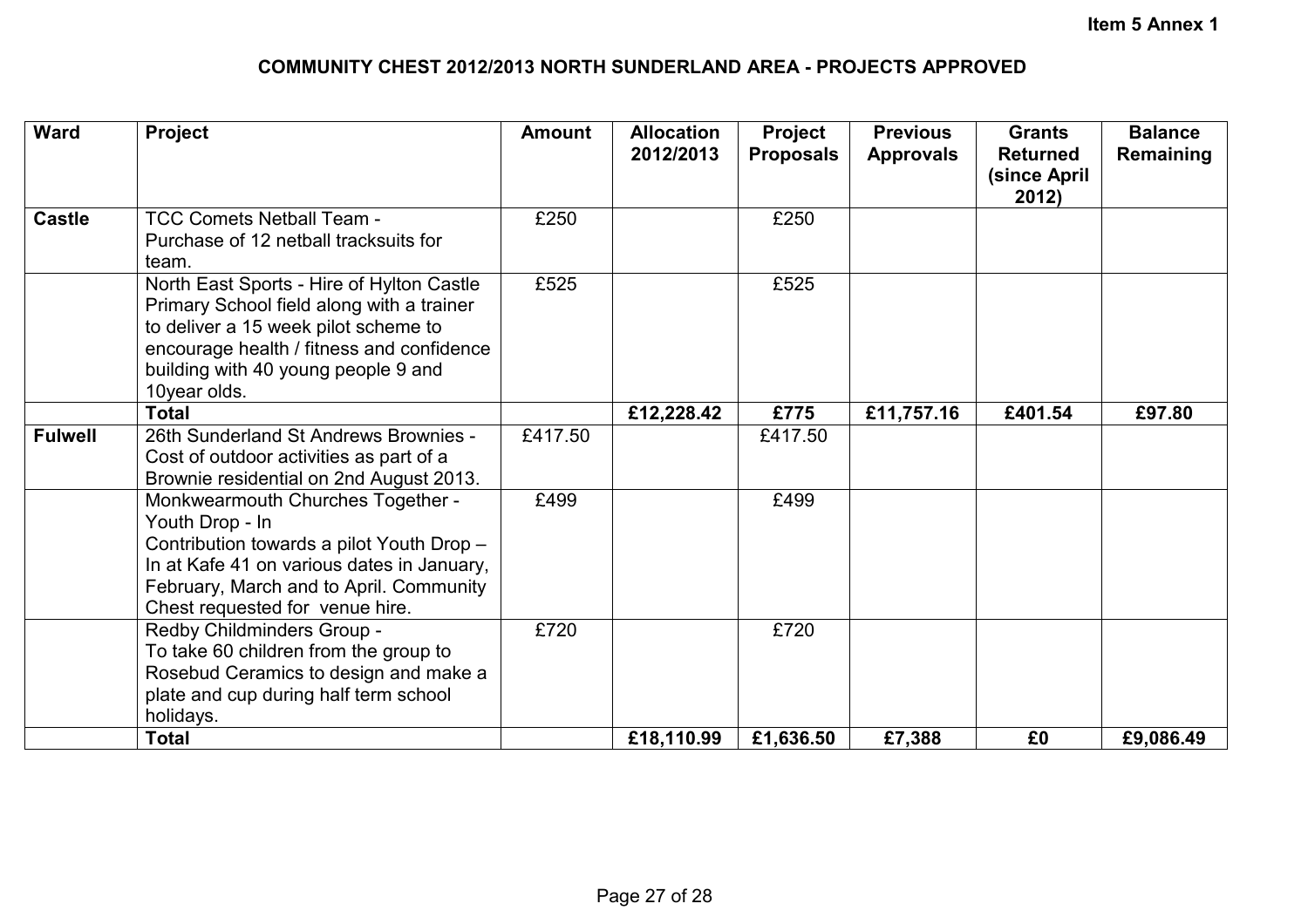Item 5 Annex 1

# COMMUNITY CHEST 2012/2013 NORTH SUNDERLAND AREA - PROJECTS APPROVED

| Ward | Project | Amount | Allocation 2012/2013 | Project Proposals | Previous Approvals | Grants Returned (since April 2012) | Balance Remaining |
|---|---|---|---|---|---|---|---|
| **Castle** | TCC Comets Netball Team - Purchase of 12 netball tracksuits for team. | £250 | | £250 | | | |
| | North East Sports - Hire of Hylton Castle Primary School field along with a trainer to deliver a 15 week pilot scheme to encourage health / fitness and confidence building with 40 young people 9 and 10year olds. | £525 | | £525 | | | |
| | **Total** | | **£12,228.42** | **£775** | **£11,757.16** | **£401.54** | **£97.80** |
| **Fulwell** | 26th Sunderland St Andrews Brownies - Cost of outdoor activities as part of a Brownie residential on 2nd August 2013. | £417.50 | | £417.50 | | | |
| | Monkwearmouth Churches Together - Youth Drop - In Contribution towards a pilot Youth Drop – In at Kafe 41 on various dates in January, February, March and to April. Community Chest requested for venue hire. | £499 | | £499 | | | |
| | Redby Childminders Group - To take 60 children from the group to Rosebud Ceramics to design and make a plate and cup during half term school holidays. | £720 | | £720 | | | |
| | **Total** | | **£18,110.99** | **£1,636.50** | **£7,388** | **£0** | **£9,086.49** |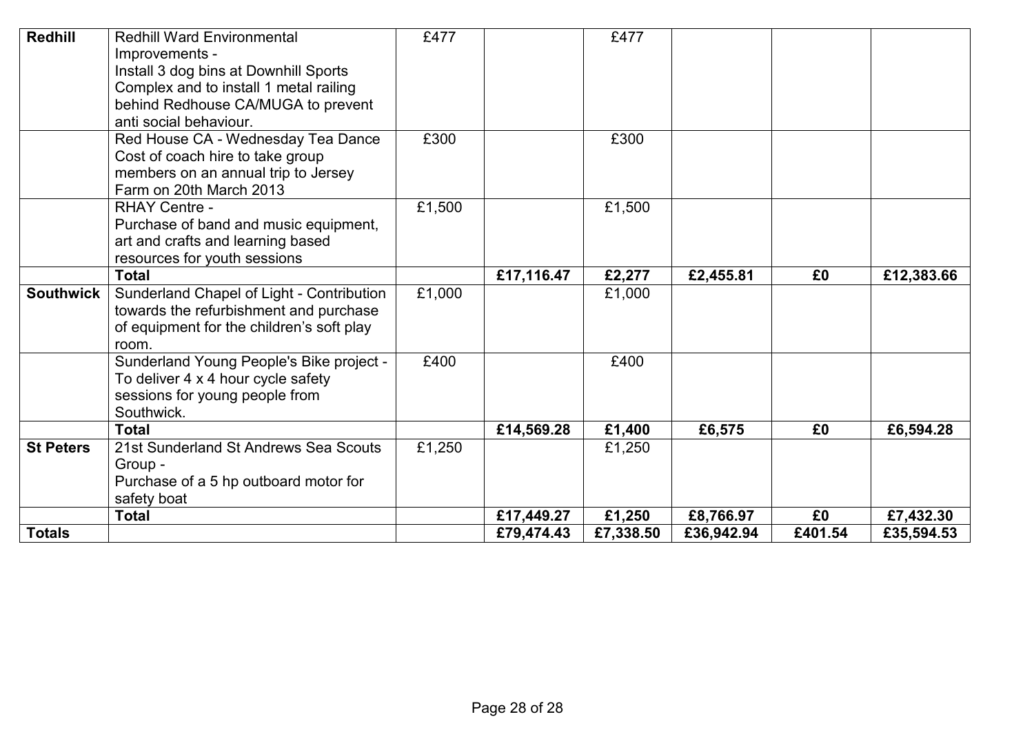| | | | | | | | |
|---|---|---|---|---|---|---|---|
| **Redhill** | Redhill Ward Environmental Improvements - Install 3 dog bins at Downhill Sports Complex and to install 1 metal railing behind Redhouse CA/MUGA to prevent anti social behaviour. | £477 | | £477 | | | |
| | Red House CA - Wednesday Tea Dance Cost of coach hire to take group members on an annual trip to Jersey Farm on 20th March 2013 | £300 | | £300 | | | |
| | RHAY Centre - Purchase of band and music equipment, art and crafts and learning based resources for youth sessions | £1,500 | | £1,500 | | | |
| | **Total** | | **£17,116.47** | **£2,277** | **£2,455.81** | **£0** | **£12,383.66** |
| **Southwick** | Sunderland Chapel of Light - Contribution towards the refurbishment and purchase of equipment for the children's soft play room. | £1,000 | | £1,000 | | | |
| | Sunderland Young People's Bike project - To deliver 4 x 4 hour cycle safety sessions for young people from Southwick. | £400 | | £400 | | | |
| | **Total** | | **£14,569.28** | **£1,400** | **£6,575** | **£0** | **£6,594.28** |
| **St Peters** | 21st Sunderland St Andrews Sea Scouts Group - Purchase of a 5 hp outboard motor for safety boat | £1,250 | | £1,250 | | | |
| | **Total** | | **£17,449.27** | **£1,250** | **£8,766.97** | **£0** | **£7,432.30** |
| **Totals** | | | **£79,474.43** | **£7,338.50** | **£36,942.94** | **£401.54** | **£35,594.53** |